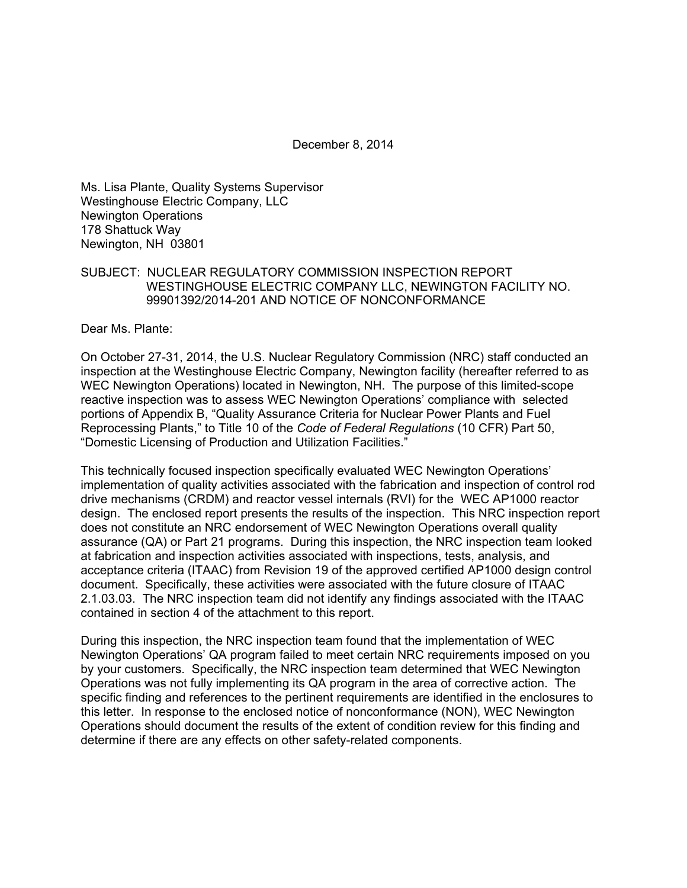December 8, 2014

Ms. Lisa Plante, Quality Systems Supervisor
Westinghouse Electric Company, LLC
Newington Operations
178 Shattuck Way
Newington, NH 03801

SUBJECT: NUCLEAR REGULATORY COMMISSION INSPECTION REPORT WESTINGHOUSE ELECTRIC COMPANY LLC, NEWINGTON FACILITY NO. 99901392/2014-201 AND NOTICE OF NONCONFORMANCE

Dear Ms. Plante:

On October 27-31, 2014, the U.S. Nuclear Regulatory Commission (NRC) staff conducted an inspection at the Westinghouse Electric Company, Newington facility (hereafter referred to as WEC Newington Operations) located in Newington, NH. The purpose of this limited-scope reactive inspection was to assess WEC Newington Operations' compliance with selected portions of Appendix B, "Quality Assurance Criteria for Nuclear Power Plants and Fuel Reprocessing Plants," to Title 10 of the *Code of Federal Regulations* (10 CFR) Part 50, "Domestic Licensing of Production and Utilization Facilities."

This technically focused inspection specifically evaluated WEC Newington Operations' implementation of quality activities associated with the fabrication and inspection of control rod drive mechanisms (CRDM) and reactor vessel internals (RVI) for the WEC AP1000 reactor design. The enclosed report presents the results of the inspection. This NRC inspection report does not constitute an NRC endorsement of WEC Newington Operations overall quality assurance (QA) or Part 21 programs. During this inspection, the NRC inspection team looked at fabrication and inspection activities associated with inspections, tests, analysis, and acceptance criteria (ITAAC) from Revision 19 of the approved certified AP1000 design control document. Specifically, these activities were associated with the future closure of ITAAC 2.1.03.03. The NRC inspection team did not identify any findings associated with the ITAAC contained in section 4 of the attachment to this report.

During this inspection, the NRC inspection team found that the implementation of WEC Newington Operations' QA program failed to meet certain NRC requirements imposed on you by your customers. Specifically, the NRC inspection team determined that WEC Newington Operations was not fully implementing its QA program in the area of corrective action. The specific finding and references to the pertinent requirements are identified in the enclosures to this letter. In response to the enclosed notice of nonconformance (NON), WEC Newington Operations should document the results of the extent of condition review for this finding and determine if there are any effects on other safety-related components.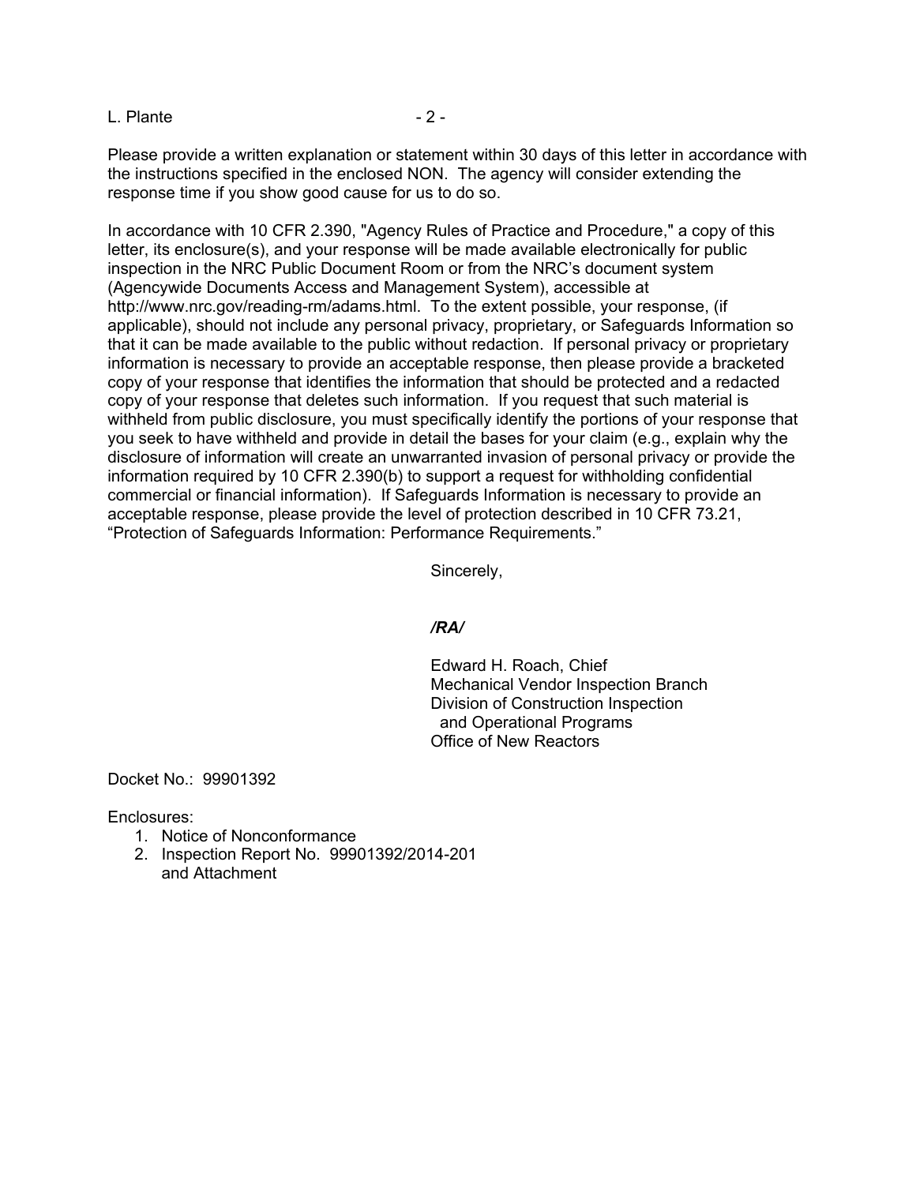Please provide a written explanation or statement within 30 days of this letter in accordance with the instructions specified in the enclosed NON. The agency will consider extending the response time if you show good cause for us to do so.

In accordance with 10 CFR 2.390, "Agency Rules of Practice and Procedure," a copy of this letter, its enclosure(s), and your response will be made available electronically for public inspection in the NRC Public Document Room or from the NRC's document system (Agencywide Documents Access and Management System), accessible at http://www.nrc.gov/reading-rm/adams.html. To the extent possible, your response, (if applicable), should not include any personal privacy, proprietary, or Safeguards Information so that it can be made available to the public without redaction. If personal privacy or proprietary information is necessary to provide an acceptable response, then please provide a bracketed copy of your response that identifies the information that should be protected and a redacted copy of your response that deletes such information. If you request that such material is withheld from public disclosure, you must specifically identify the portions of your response that you seek to have withheld and provide in detail the bases for your claim (e.g., explain why the disclosure of information will create an unwarranted invasion of personal privacy or provide the information required by 10 CFR 2.390(b) to support a request for withholding confidential commercial or financial information). If Safeguards Information is necessary to provide an acceptable response, please provide the level of protection described in 10 CFR 73.21, "Protection of Safeguards Information: Performance Requirements."

Sincerely,

***/RA/***

Edward H. Roach, Chief
Mechanical Vendor Inspection Branch
Division of Construction Inspection
and Operational Programs
Office of New Reactors

Docket No.: 99901392

Enclosures:
1. Notice of Nonconformance
2. Inspection Report No. 99901392/2014-201
   and Attachment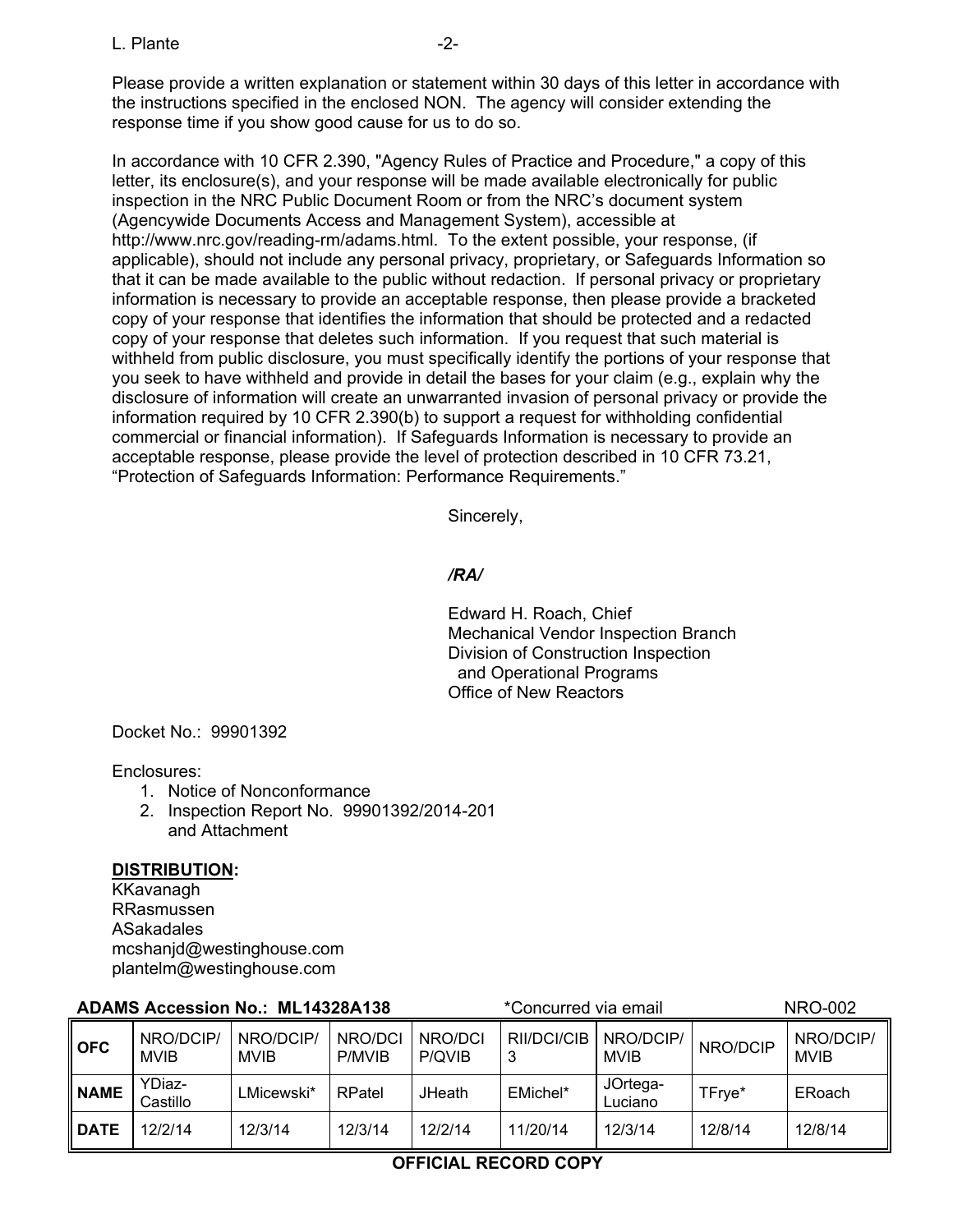Please provide a written explanation or statement within 30 days of this letter in accordance with the instructions specified in the enclosed NON. The agency will consider extending the response time if you show good cause for us to do so.

In accordance with 10 CFR 2.390, "Agency Rules of Practice and Procedure," a copy of this letter, its enclosure(s), and your response will be made available electronically for public inspection in the NRC Public Document Room or from the NRC's document system (Agencywide Documents Access and Management System), accessible at http://www.nrc.gov/reading-rm/adams.html. To the extent possible, your response, (if applicable), should not include any personal privacy, proprietary, or Safeguards Information so that it can be made available to the public without redaction. If personal privacy or proprietary information is necessary to provide an acceptable response, then please provide a bracketed copy of your response that identifies the information that should be protected and a redacted copy of your response that deletes such information. If you request that such material is withheld from public disclosure, you must specifically identify the portions of your response that you seek to have withheld and provide in detail the bases for your claim (e.g., explain why the disclosure of information will create an unwarranted invasion of personal privacy or provide the information required by 10 CFR 2.390(b) to support a request for withholding confidential commercial or financial information). If Safeguards Information is necessary to provide an acceptable response, please provide the level of protection described in 10 CFR 73.21, "Protection of Safeguards Information: Performance Requirements."

Sincerely,

*/RA/*

Edward H. Roach, Chief
Mechanical Vendor Inspection Branch
Division of Construction Inspection
and Operational Programs
Office of New Reactors

Docket No.: 99901392

Enclosures:
1. Notice of Nonconformance
2. Inspection Report No. 99901392/2014-201 and Attachment

**DISTRIBUTION:**
KKavanagh
RRasmussen
ASakadales
mcshanjd@westinghouse.com
plantelm@westinghouse.com

**ADAMS Accession No.: ML14328A138** *Concurred via email NRO-002

| OFC | NRO/DCIP/MVIB | NRO/DCIP/MVIB | NRO/DCIP/MVIB | NRO/DCIP/QVIB | RII/DCI/CIB3 | NRO/DCIP/MVIB | NRO/DCIP | NRO/DCIP/MVIB |
|---|---|---|---|---|---|---|---|---|
| NAME | YDiaz-Castillo | LMicewski* | RPatel | JHeath | EMichel* | JOrtega-Luciano | TFrye* | ERoach |
| DATE | 12/2/14 | 12/3/14 | 12/3/14 | 12/2/14 | 11/20/14 | 12/3/14 | 12/8/14 | 12/8/14 |

**OFFICIAL RECORD COPY**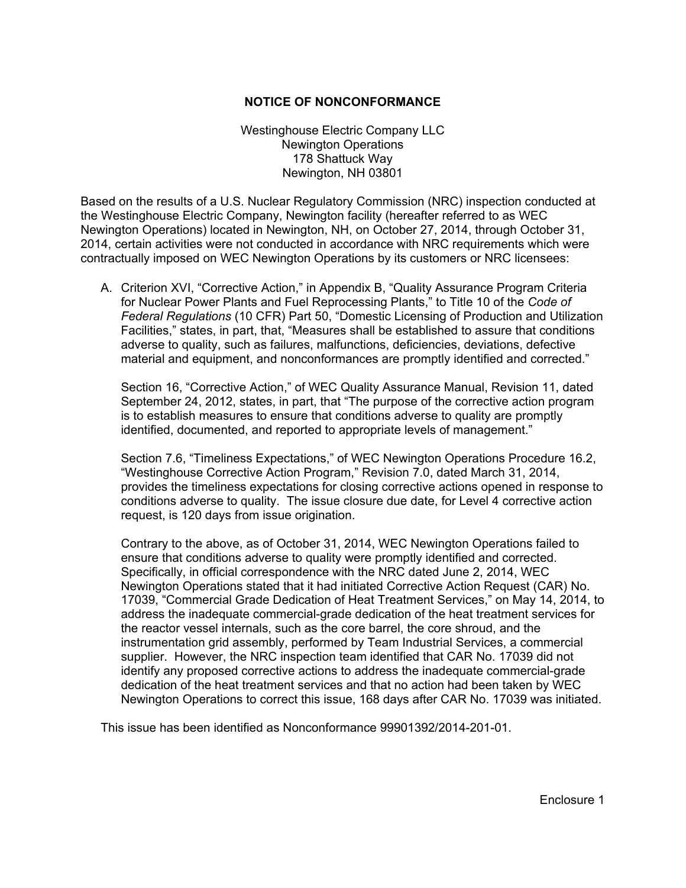# NOTICE OF NONCONFORMANCE

Westinghouse Electric Company LLC
Newington Operations
178 Shattuck Way
Newington, NH 03801

Based on the results of a U.S. Nuclear Regulatory Commission (NRC) inspection conducted at the Westinghouse Electric Company, Newington facility (hereafter referred to as WEC Newington Operations) located in Newington, NH, on October 27, 2014, through October 31, 2014, certain activities were not conducted in accordance with NRC requirements which were contractually imposed on WEC Newington Operations by its customers or NRC licensees:

A. Criterion XVI, "Corrective Action," in Appendix B, "Quality Assurance Program Criteria for Nuclear Power Plants and Fuel Reprocessing Plants," to Title 10 of the *Code of Federal Regulations* (10 CFR) Part 50, "Domestic Licensing of Production and Utilization Facilities," states, in part, that, "Measures shall be established to assure that conditions adverse to quality, such as failures, malfunctions, deficiencies, deviations, defective material and equipment, and nonconformances are promptly identified and corrected."

   Section 16, "Corrective Action," of WEC Quality Assurance Manual, Revision 11, dated September 24, 2012, states, in part, that "The purpose of the corrective action program is to establish measures to ensure that conditions adverse to quality are promptly identified, documented, and reported to appropriate levels of management."

   Section 7.6, "Timeliness Expectations," of WEC Newington Operations Procedure 16.2, "Westinghouse Corrective Action Program," Revision 7.0, dated March 31, 2014, provides the timeliness expectations for closing corrective actions opened in response to conditions adverse to quality. The issue closure due date, for Level 4 corrective action request, is 120 days from issue origination.

   Contrary to the above, as of October 31, 2014, WEC Newington Operations failed to ensure that conditions adverse to quality were promptly identified and corrected. Specifically, in official correspondence with the NRC dated June 2, 2014, WEC Newington Operations stated that it had initiated Corrective Action Request (CAR) No. 17039, "Commercial Grade Dedication of Heat Treatment Services," on May 14, 2014, to address the inadequate commercial-grade dedication of the heat treatment services for the reactor vessel internals, such as the core barrel, the core shroud, and the instrumentation grid assembly, performed by Team Industrial Services, a commercial supplier. However, the NRC inspection team identified that CAR No. 17039 did not identify any proposed corrective actions to address the inadequate commercial-grade dedication of the heat treatment services and that no action had been taken by WEC Newington Operations to correct this issue, 168 days after CAR No. 17039 was initiated.

This issue has been identified as Nonconformance 99901392/2014-201-01.

Enclosure 1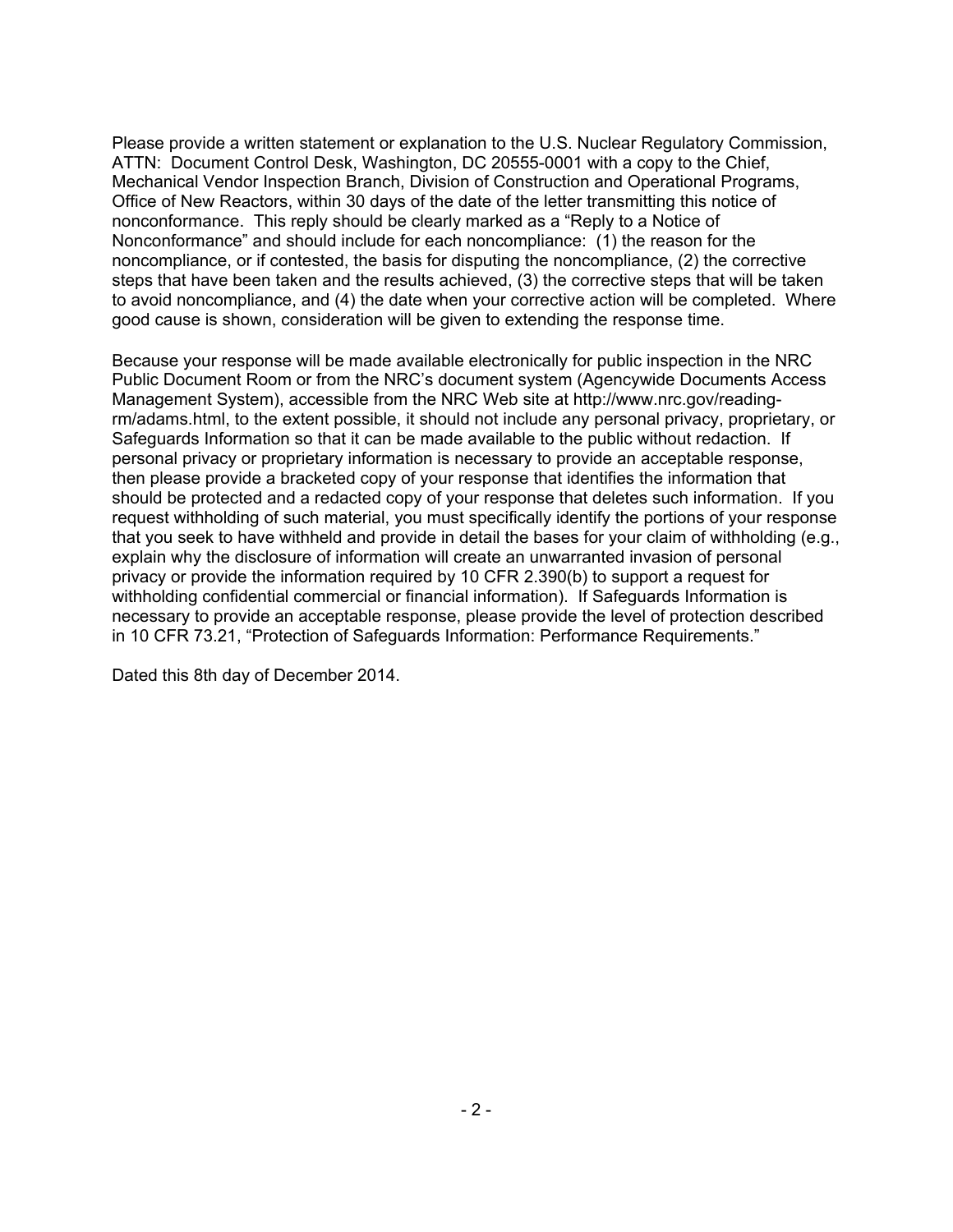Please provide a written statement or explanation to the U.S. Nuclear Regulatory Commission, ATTN: Document Control Desk, Washington, DC 20555-0001 with a copy to the Chief, Mechanical Vendor Inspection Branch, Division of Construction and Operational Programs, Office of New Reactors, within 30 days of the date of the letter transmitting this notice of nonconformance. This reply should be clearly marked as a "Reply to a Notice of Nonconformance" and should include for each noncompliance: (1) the reason for the noncompliance, or if contested, the basis for disputing the noncompliance, (2) the corrective steps that have been taken and the results achieved, (3) the corrective steps that will be taken to avoid noncompliance, and (4) the date when your corrective action will be completed. Where good cause is shown, consideration will be given to extending the response time.

Because your response will be made available electronically for public inspection in the NRC Public Document Room or from the NRC's document system (Agencywide Documents Access Management System), accessible from the NRC Web site at http://www.nrc.gov/reading-rm/adams.html, to the extent possible, it should not include any personal privacy, proprietary, or Safeguards Information so that it can be made available to the public without redaction. If personal privacy or proprietary information is necessary to provide an acceptable response, then please provide a bracketed copy of your response that identifies the information that should be protected and a redacted copy of your response that deletes such information. If you request withholding of such material, you must specifically identify the portions of your response that you seek to have withheld and provide in detail the bases for your claim of withholding (e.g., explain why the disclosure of information will create an unwarranted invasion of personal privacy or provide the information required by 10 CFR 2.390(b) to support a request for withholding confidential commercial or financial information). If Safeguards Information is necessary to provide an acceptable response, please provide the level of protection described in 10 CFR 73.21, "Protection of Safeguards Information: Performance Requirements."

Dated this 8th day of December 2014.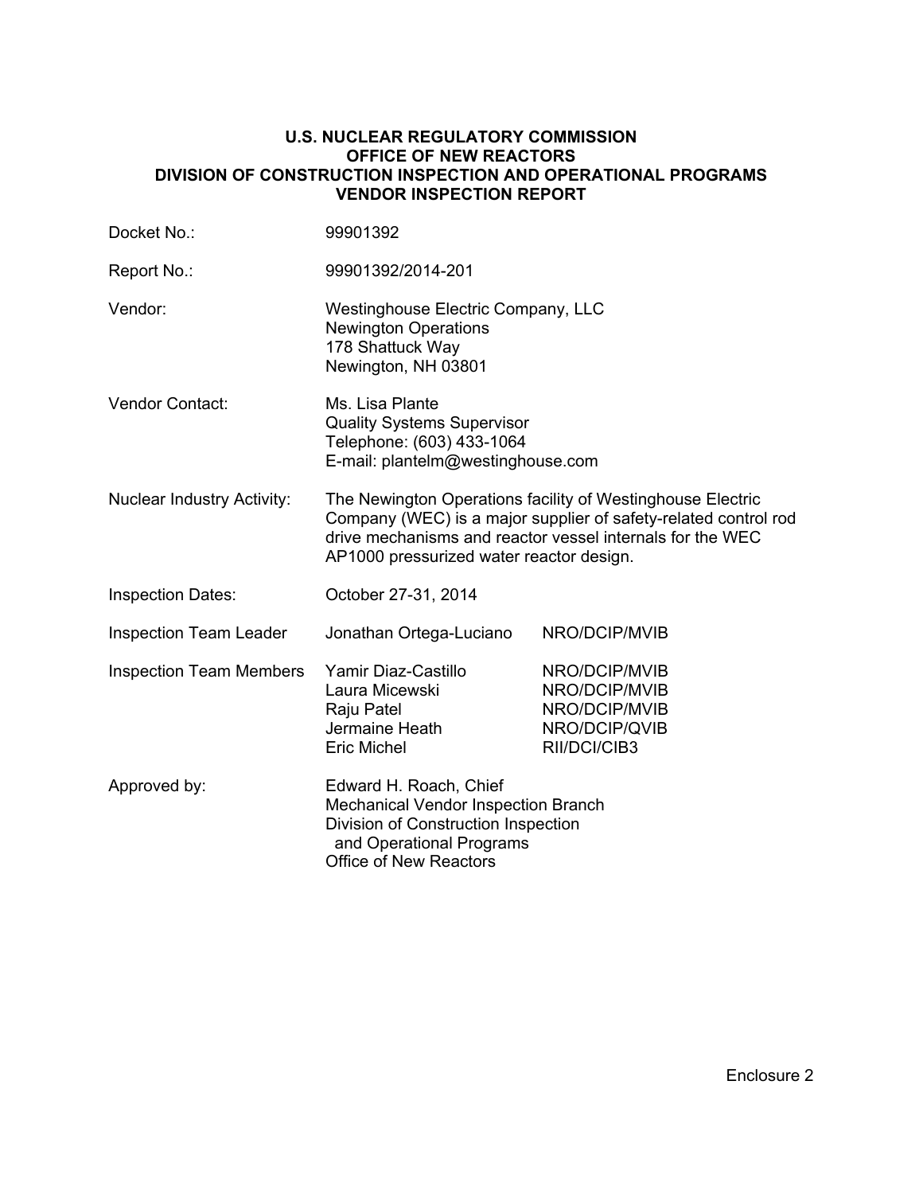**U.S. NUCLEAR REGULATORY COMMISSION**
**OFFICE OF NEW REACTORS**
**DIVISION OF CONSTRUCTION INSPECTION AND OPERATIONAL PROGRAMS**
**VENDOR INSPECTION REPORT**

| | | |
|---|---|---|
| Docket No.: | 99901392 | |
| Report No.: | 99901392/2014-201 | |
| Vendor: | Westinghouse Electric Company, LLC<br>Newington Operations<br>178 Shattuck Way<br>Newington, NH 03801 | |
| Vendor Contact: | Ms. Lisa Plante<br>Quality Systems Supervisor<br>Telephone: (603) 433-1064<br>E-mail: plantelm@westinghouse.com | |
| Nuclear Industry Activity: | The Newington Operations facility of Westinghouse Electric Company (WEC) is a major supplier of safety-related control rod drive mechanisms and reactor vessel internals for the WEC AP1000 pressurized water reactor design. | |
| Inspection Dates: | October 27-31, 2014 | |
| Inspection Team Leader | Jonathan Ortega-Luciano | NRO/DCIP/MVIB |
| Inspection Team Members | Yamir Diaz-Castillo<br>Laura Micewski<br>Raju Patel<br>Jermaine Heath<br>Eric Michel | NRO/DCIP/MVIB<br>NRO/DCIP/MVIB<br>NRO/DCIP/MVIB<br>NRO/DCIP/QVIB<br>RII/DCI/CIB3 |
| Approved by: | Edward H. Roach, Chief<br>Mechanical Vendor Inspection Branch<br>Division of Construction Inspection and Operational Programs<br>Office of New Reactors | |

Enclosure 2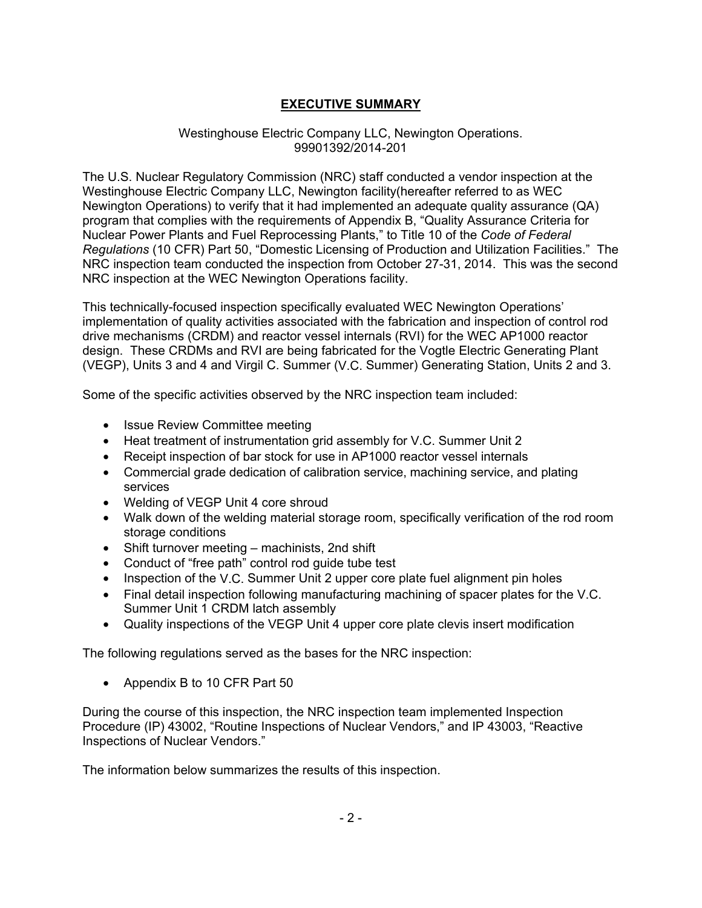## **EXECUTIVE SUMMARY**

Westinghouse Electric Company LLC, Newington Operations.
99901392/2014-201

The U.S. Nuclear Regulatory Commission (NRC) staff conducted a vendor inspection at the Westinghouse Electric Company LLC, Newington facility(hereafter referred to as WEC Newington Operations) to verify that it had implemented an adequate quality assurance (QA) program that complies with the requirements of Appendix B, "Quality Assurance Criteria for Nuclear Power Plants and Fuel Reprocessing Plants," to Title 10 of the *Code of Federal Regulations* (10 CFR) Part 50, "Domestic Licensing of Production and Utilization Facilities." The NRC inspection team conducted the inspection from October 27-31, 2014. This was the second NRC inspection at the WEC Newington Operations facility.

This technically-focused inspection specifically evaluated WEC Newington Operations' implementation of quality activities associated with the fabrication and inspection of control rod drive mechanisms (CRDM) and reactor vessel internals (RVI) for the WEC AP1000 reactor design. These CRDMs and RVI are being fabricated for the Vogtle Electric Generating Plant (VEGP), Units 3 and 4 and Virgil C. Summer (V.C. Summer) Generating Station, Units 2 and 3.

Some of the specific activities observed by the NRC inspection team included:

- Issue Review Committee meeting
- Heat treatment of instrumentation grid assembly for V.C. Summer Unit 2
- Receipt inspection of bar stock for use in AP1000 reactor vessel internals
- Commercial grade dedication of calibration service, machining service, and plating services
- Welding of VEGP Unit 4 core shroud
- Walk down of the welding material storage room, specifically verification of the rod room storage conditions
- Shift turnover meeting – machinists, 2nd shift
- Conduct of "free path" control rod guide tube test
- Inspection of the V.C. Summer Unit 2 upper core plate fuel alignment pin holes
- Final detail inspection following manufacturing machining of spacer plates for the V.C. Summer Unit 1 CRDM latch assembly
- Quality inspections of the VEGP Unit 4 upper core plate clevis insert modification

The following regulations served as the bases for the NRC inspection:

- Appendix B to 10 CFR Part 50

During the course of this inspection, the NRC inspection team implemented Inspection Procedure (IP) 43002, "Routine Inspections of Nuclear Vendors," and IP 43003, "Reactive Inspections of Nuclear Vendors."

The information below summarizes the results of this inspection.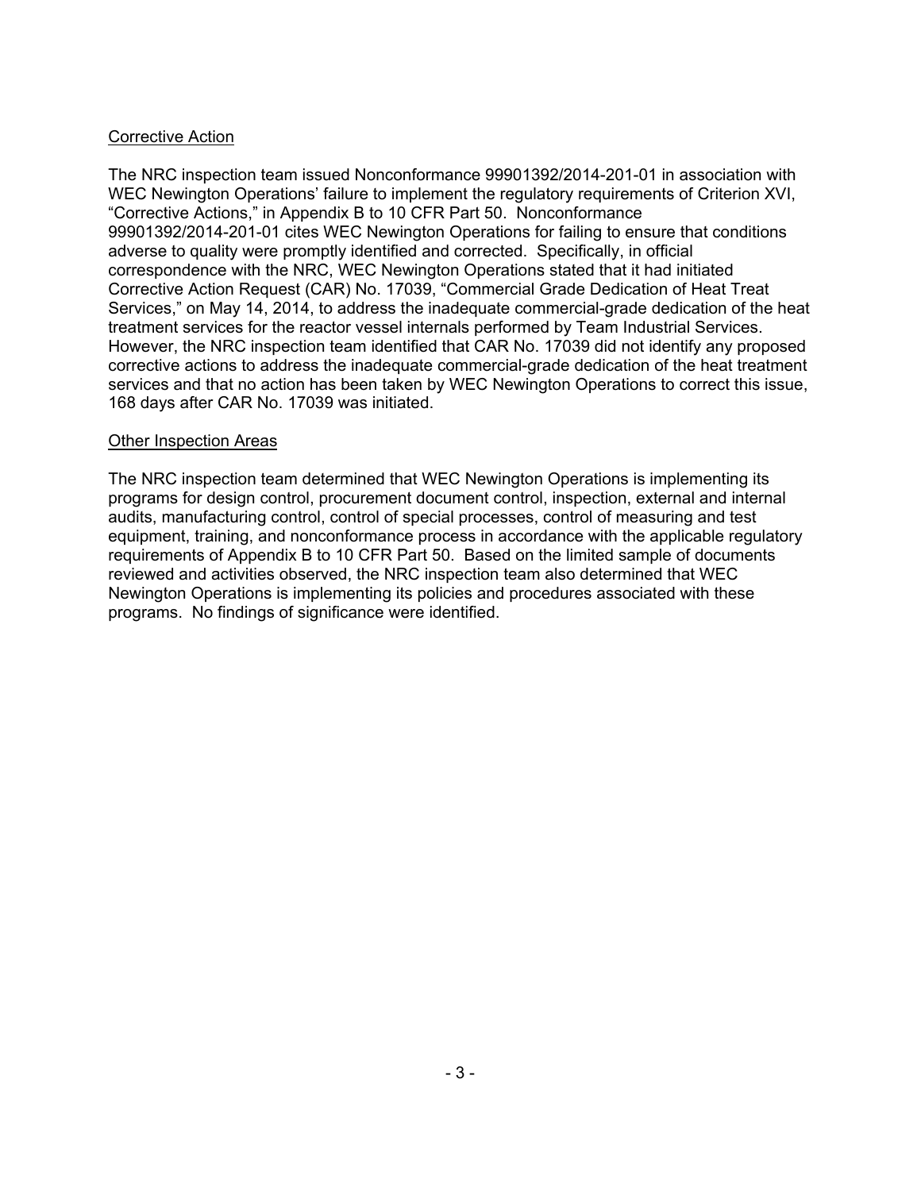Corrective Action

The NRC inspection team issued Nonconformance 99901392/2014-201-01 in association with WEC Newington Operations' failure to implement the regulatory requirements of Criterion XVI, "Corrective Actions," in Appendix B to 10 CFR Part 50. Nonconformance 99901392/2014-201-01 cites WEC Newington Operations for failing to ensure that conditions adverse to quality were promptly identified and corrected. Specifically, in official correspondence with the NRC, WEC Newington Operations stated that it had initiated Corrective Action Request (CAR) No. 17039, "Commercial Grade Dedication of Heat Treat Services," on May 14, 2014, to address the inadequate commercial-grade dedication of the heat treatment services for the reactor vessel internals performed by Team Industrial Services. However, the NRC inspection team identified that CAR No. 17039 did not identify any proposed corrective actions to address the inadequate commercial-grade dedication of the heat treatment services and that no action has been taken by WEC Newington Operations to correct this issue, 168 days after CAR No. 17039 was initiated.

Other Inspection Areas

The NRC inspection team determined that WEC Newington Operations is implementing its programs for design control, procurement document control, inspection, external and internal audits, manufacturing control, control of special processes, control of measuring and test equipment, training, and nonconformance process in accordance with the applicable regulatory requirements of Appendix B to 10 CFR Part 50. Based on the limited sample of documents reviewed and activities observed, the NRC inspection team also determined that WEC Newington Operations is implementing its policies and procedures associated with these programs. No findings of significance were identified.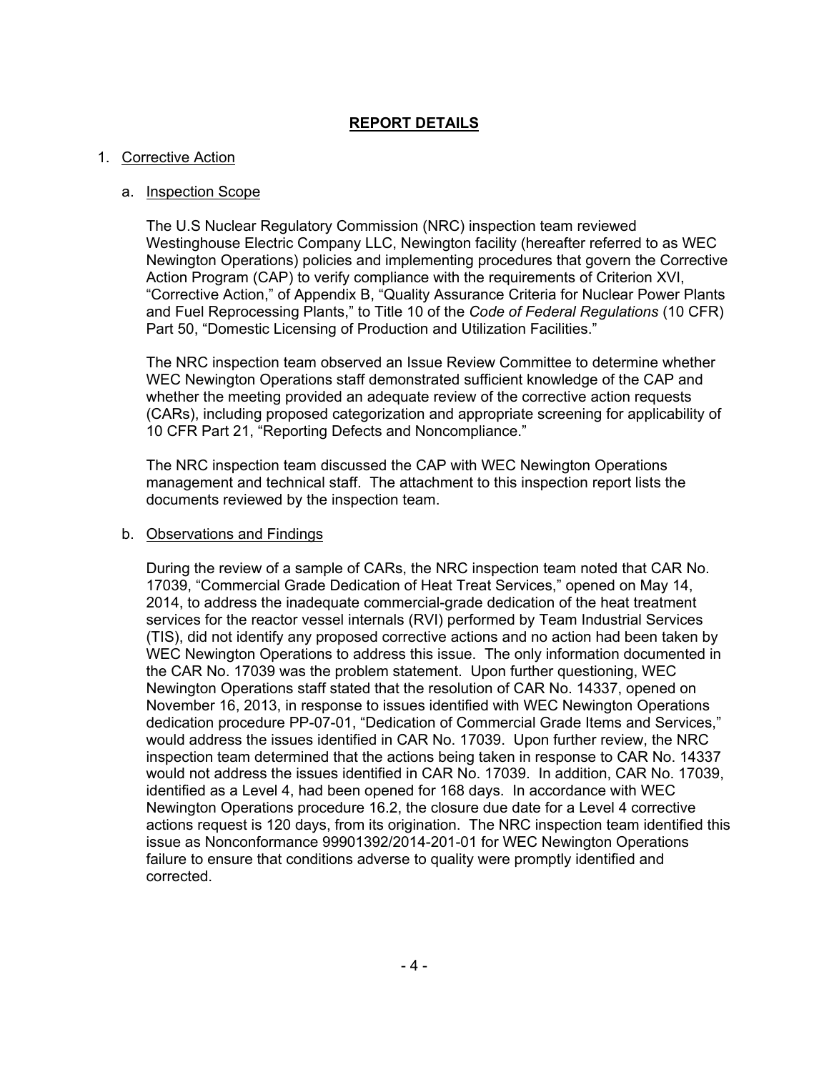## **REPORT DETAILS**

1. Corrective Action

   a. Inspection Scope

   The U.S Nuclear Regulatory Commission (NRC) inspection team reviewed Westinghouse Electric Company LLC, Newington facility (hereafter referred to as WEC Newington Operations) policies and implementing procedures that govern the Corrective Action Program (CAP) to verify compliance with the requirements of Criterion XVI, "Corrective Action," of Appendix B, "Quality Assurance Criteria for Nuclear Power Plants and Fuel Reprocessing Plants," to Title 10 of the *Code of Federal Regulations* (10 CFR) Part 50, "Domestic Licensing of Production and Utilization Facilities."

   The NRC inspection team observed an Issue Review Committee to determine whether WEC Newington Operations staff demonstrated sufficient knowledge of the CAP and whether the meeting provided an adequate review of the corrective action requests (CARs), including proposed categorization and appropriate screening for applicability of 10 CFR Part 21, "Reporting Defects and Noncompliance."

   The NRC inspection team discussed the CAP with WEC Newington Operations management and technical staff. The attachment to this inspection report lists the documents reviewed by the inspection team.

   b. Observations and Findings

   During the review of a sample of CARs, the NRC inspection team noted that CAR No. 17039, "Commercial Grade Dedication of Heat Treat Services," opened on May 14, 2014, to address the inadequate commercial-grade dedication of the heat treatment services for the reactor vessel internals (RVI) performed by Team Industrial Services (TIS), did not identify any proposed corrective actions and no action had been taken by WEC Newington Operations to address this issue. The only information documented in the CAR No. 17039 was the problem statement. Upon further questioning, WEC Newington Operations staff stated that the resolution of CAR No. 14337, opened on November 16, 2013, in response to issues identified with WEC Newington Operations dedication procedure PP-07-01, "Dedication of Commercial Grade Items and Services," would address the issues identified in CAR No. 17039. Upon further review, the NRC inspection team determined that the actions being taken in response to CAR No. 14337 would not address the issues identified in CAR No. 17039. In addition, CAR No. 17039, identified as a Level 4, had been opened for 168 days. In accordance with WEC Newington Operations procedure 16.2, the closure due date for a Level 4 corrective actions request is 120 days, from its origination. The NRC inspection team identified this issue as Nonconformance 99901392/2014-201-01 for WEC Newington Operations failure to ensure that conditions adverse to quality were promptly identified and corrected.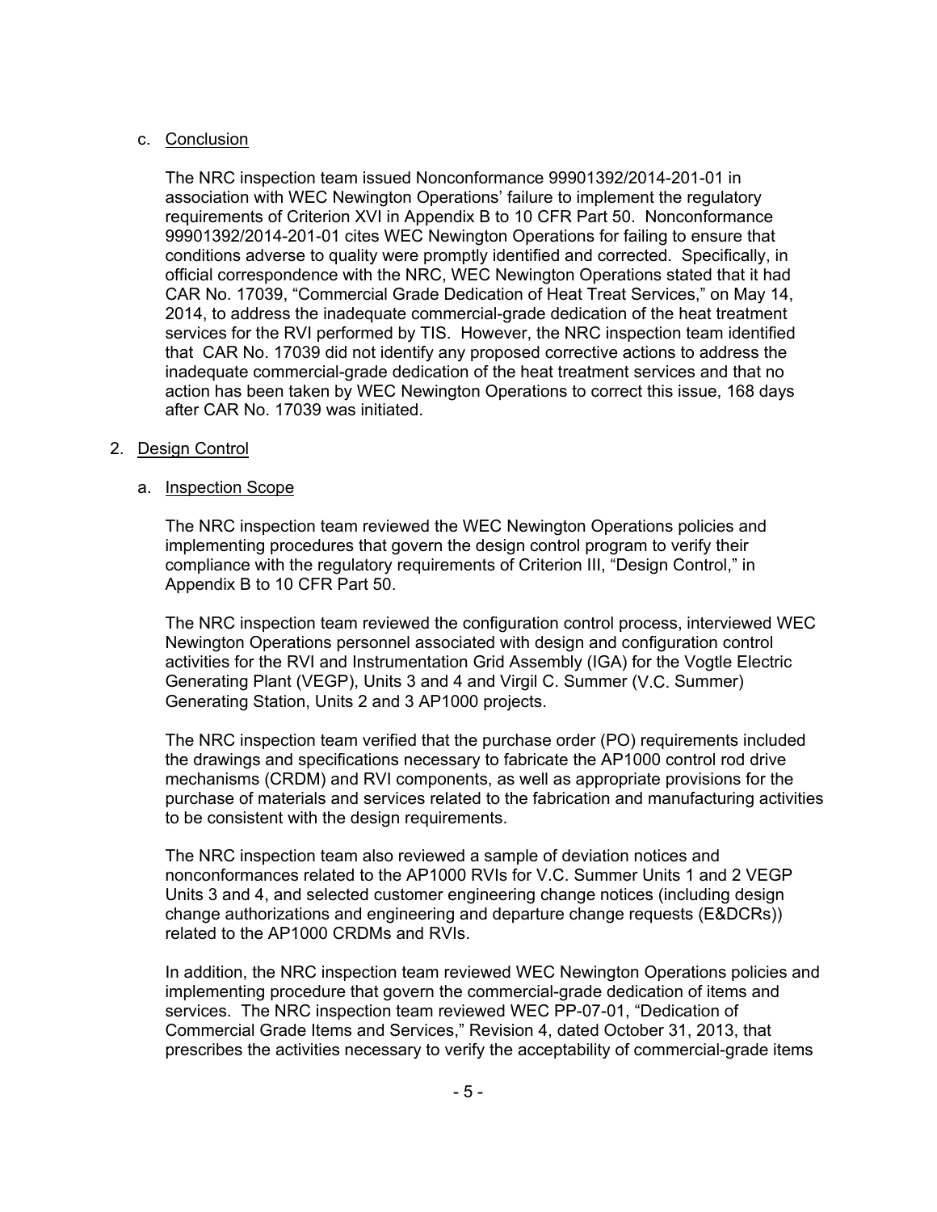c. Conclusion

The NRC inspection team issued Nonconformance 99901392/2014-201-01 in association with WEC Newington Operations' failure to implement the regulatory requirements of Criterion XVI in Appendix B to 10 CFR Part 50. Nonconformance 99901392/2014-201-01 cites WEC Newington Operations for failing to ensure that conditions adverse to quality were promptly identified and corrected. Specifically, in official correspondence with the NRC, WEC Newington Operations stated that it had CAR No. 17039, "Commercial Grade Dedication of Heat Treat Services," on May 14, 2014, to address the inadequate commercial-grade dedication of the heat treatment services for the RVI performed by TIS. However, the NRC inspection team identified that CAR No. 17039 did not identify any proposed corrective actions to address the inadequate commercial-grade dedication of the heat treatment services and that no action has been taken by WEC Newington Operations to correct this issue, 168 days after CAR No. 17039 was initiated.

2. Design Control

a. Inspection Scope

The NRC inspection team reviewed the WEC Newington Operations policies and implementing procedures that govern the design control program to verify their compliance with the regulatory requirements of Criterion III, "Design Control," in Appendix B to 10 CFR Part 50.

The NRC inspection team reviewed the configuration control process, interviewed WEC Newington Operations personnel associated with design and configuration control activities for the RVI and Instrumentation Grid Assembly (IGA) for the Vogtle Electric Generating Plant (VEGP), Units 3 and 4 and Virgil C. Summer (V.C. Summer) Generating Station, Units 2 and 3 AP1000 projects.

The NRC inspection team verified that the purchase order (PO) requirements included the drawings and specifications necessary to fabricate the AP1000 control rod drive mechanisms (CRDM) and RVI components, as well as appropriate provisions for the purchase of materials and services related to the fabrication and manufacturing activities to be consistent with the design requirements.

The NRC inspection team also reviewed a sample of deviation notices and nonconformances related to the AP1000 RVIs for V.C. Summer Units 1 and 2 VEGP Units 3 and 4, and selected customer engineering change notices (including design change authorizations and engineering and departure change requests (E&DCRs)) related to the AP1000 CRDMs and RVIs.

In addition, the NRC inspection team reviewed WEC Newington Operations policies and implementing procedure that govern the commercial-grade dedication of items and services. The NRC inspection team reviewed WEC PP-07-01, "Dedication of Commercial Grade Items and Services," Revision 4, dated October 31, 2013, that prescribes the activities necessary to verify the acceptability of commercial-grade items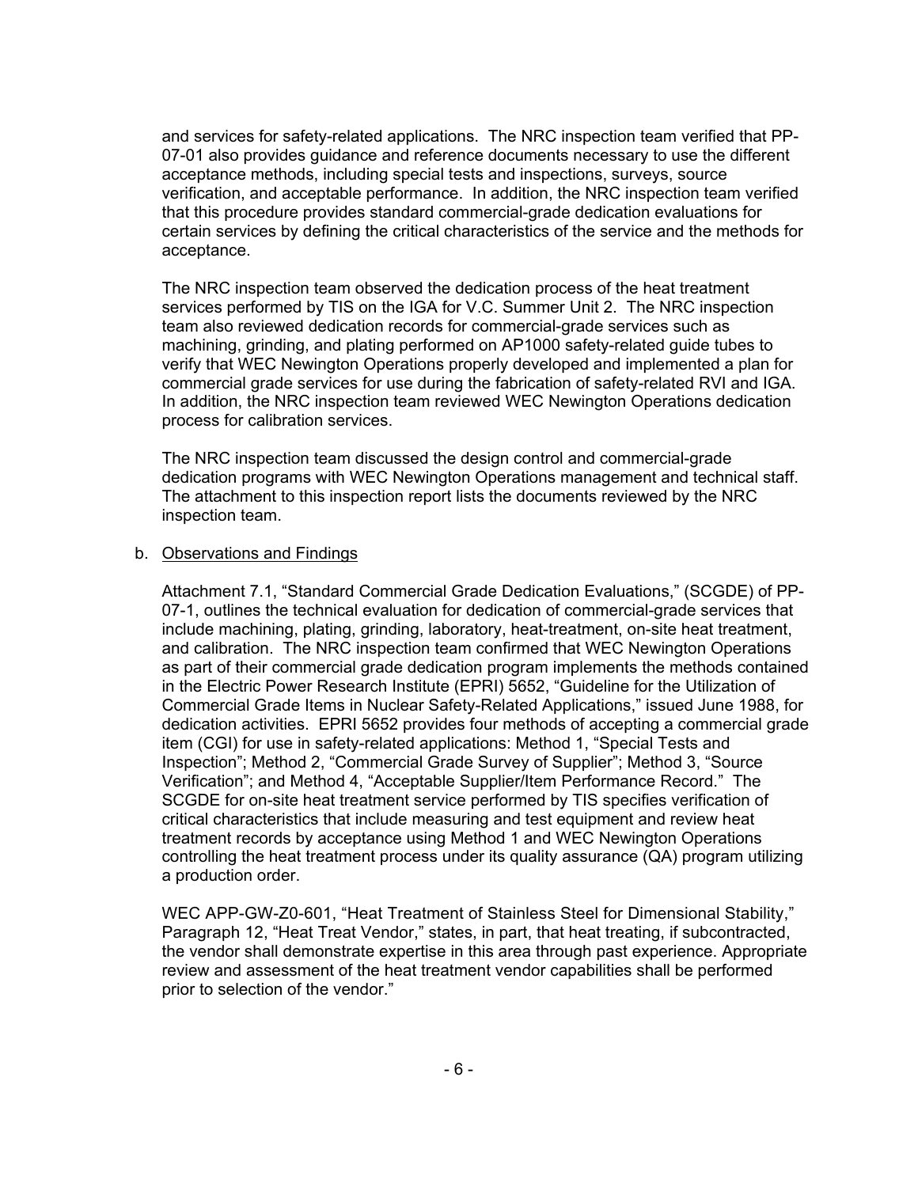and services for safety-related applications. The NRC inspection team verified that PP-07-01 also provides guidance and reference documents necessary to use the different acceptance methods, including special tests and inspections, surveys, source verification, and acceptable performance. In addition, the NRC inspection team verified that this procedure provides standard commercial-grade dedication evaluations for certain services by defining the critical characteristics of the service and the methods for acceptance.

The NRC inspection team observed the dedication process of the heat treatment services performed by TIS on the IGA for V.C. Summer Unit 2. The NRC inspection team also reviewed dedication records for commercial-grade services such as machining, grinding, and plating performed on AP1000 safety-related guide tubes to verify that WEC Newington Operations properly developed and implemented a plan for commercial grade services for use during the fabrication of safety-related RVI and IGA. In addition, the NRC inspection team reviewed WEC Newington Operations dedication process for calibration services.

The NRC inspection team discussed the design control and commercial-grade dedication programs with WEC Newington Operations management and technical staff. The attachment to this inspection report lists the documents reviewed by the NRC inspection team.

b. Observations and Findings

Attachment 7.1, "Standard Commercial Grade Dedication Evaluations," (SCGDE) of PP-07-1, outlines the technical evaluation for dedication of commercial-grade services that include machining, plating, grinding, laboratory, heat-treatment, on-site heat treatment, and calibration. The NRC inspection team confirmed that WEC Newington Operations as part of their commercial grade dedication program implements the methods contained in the Electric Power Research Institute (EPRI) 5652, "Guideline for the Utilization of Commercial Grade Items in Nuclear Safety-Related Applications," issued June 1988, for dedication activities. EPRI 5652 provides four methods of accepting a commercial grade item (CGI) for use in safety-related applications: Method 1, "Special Tests and Inspection"; Method 2, "Commercial Grade Survey of Supplier"; Method 3, "Source Verification"; and Method 4, "Acceptable Supplier/Item Performance Record." The SCGDE for on-site heat treatment service performed by TIS specifies verification of critical characteristics that include measuring and test equipment and review heat treatment records by acceptance using Method 1 and WEC Newington Operations controlling the heat treatment process under its quality assurance (QA) program utilizing a production order.

WEC APP-GW-Z0-601, "Heat Treatment of Stainless Steel for Dimensional Stability," Paragraph 12, "Heat Treat Vendor," states, in part, that heat treating, if subcontracted, the vendor shall demonstrate expertise in this area through past experience. Appropriate review and assessment of the heat treatment vendor capabilities shall be performed prior to selection of the vendor."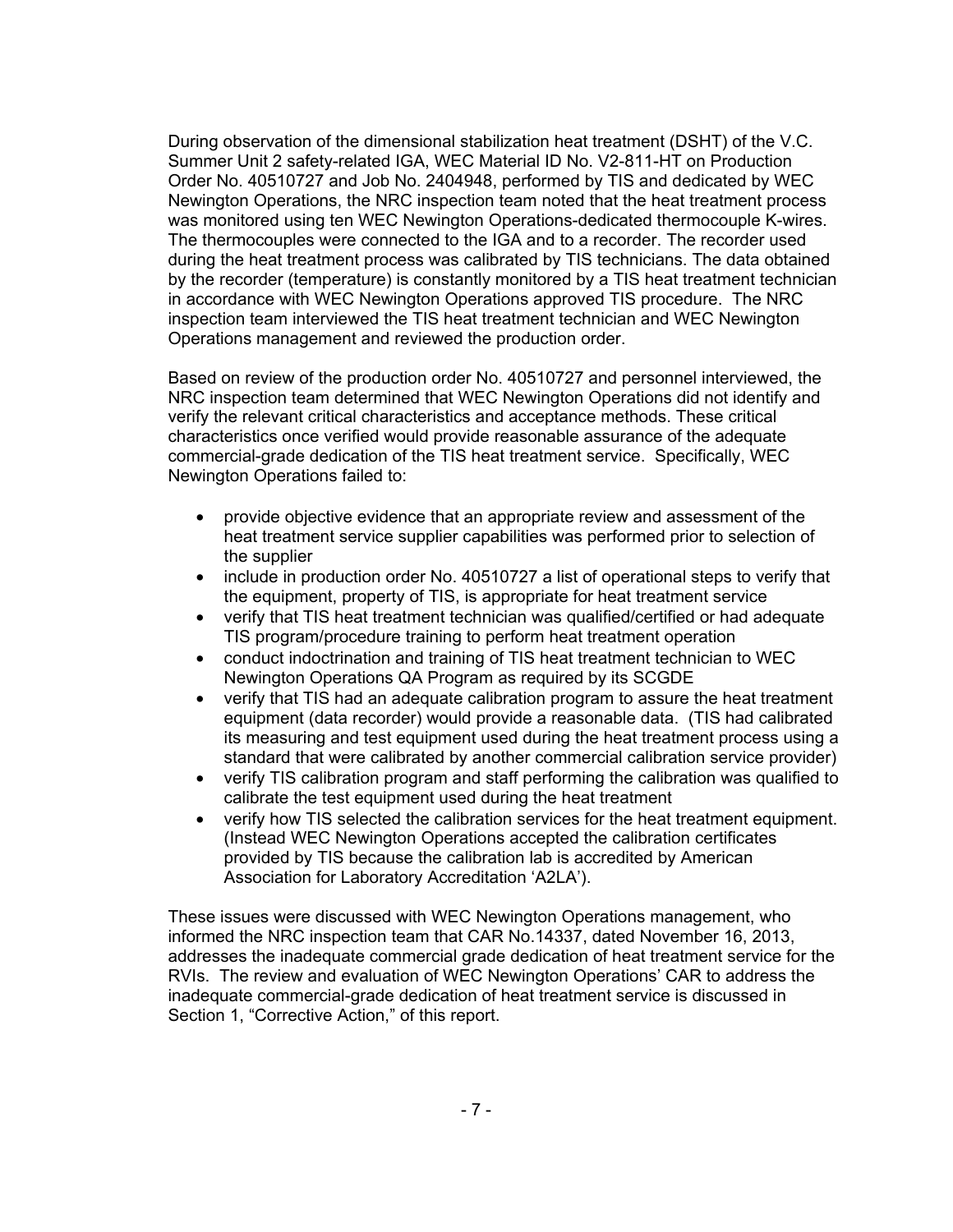During observation of the dimensional stabilization heat treatment (DSHT) of the V.C. Summer Unit 2 safety-related IGA, WEC Material ID No. V2-811-HT on Production Order No. 40510727 and Job No. 2404948, performed by TIS and dedicated by WEC Newington Operations, the NRC inspection team noted that the heat treatment process was monitored using ten WEC Newington Operations-dedicated thermocouple K-wires. The thermocouples were connected to the IGA and to a recorder. The recorder used during the heat treatment process was calibrated by TIS technicians. The data obtained by the recorder (temperature) is constantly monitored by a TIS heat treatment technician in accordance with WEC Newington Operations approved TIS procedure. The NRC inspection team interviewed the TIS heat treatment technician and WEC Newington Operations management and reviewed the production order.

Based on review of the production order No. 40510727 and personnel interviewed, the NRC inspection team determined that WEC Newington Operations did not identify and verify the relevant critical characteristics and acceptance methods. These critical characteristics once verified would provide reasonable assurance of the adequate commercial-grade dedication of the TIS heat treatment service. Specifically, WEC Newington Operations failed to:

- provide objective evidence that an appropriate review and assessment of the heat treatment service supplier capabilities was performed prior to selection of the supplier
- include in production order No. 40510727 a list of operational steps to verify that the equipment, property of TIS, is appropriate for heat treatment service
- verify that TIS heat treatment technician was qualified/certified or had adequate TIS program/procedure training to perform heat treatment operation
- conduct indoctrination and training of TIS heat treatment technician to WEC Newington Operations QA Program as required by its SCGDE
- verify that TIS had an adequate calibration program to assure the heat treatment equipment (data recorder) would provide a reasonable data. (TIS had calibrated its measuring and test equipment used during the heat treatment process using a standard that were calibrated by another commercial calibration service provider)
- verify TIS calibration program and staff performing the calibration was qualified to calibrate the test equipment used during the heat treatment
- verify how TIS selected the calibration services for the heat treatment equipment. (Instead WEC Newington Operations accepted the calibration certificates provided by TIS because the calibration lab is accredited by American Association for Laboratory Accreditation 'A2LA').

These issues were discussed with WEC Newington Operations management, who informed the NRC inspection team that CAR No.14337, dated November 16, 2013, addresses the inadequate commercial grade dedication of heat treatment service for the RVIs. The review and evaluation of WEC Newington Operations' CAR to address the inadequate commercial-grade dedication of heat treatment service is discussed in Section 1, "Corrective Action," of this report.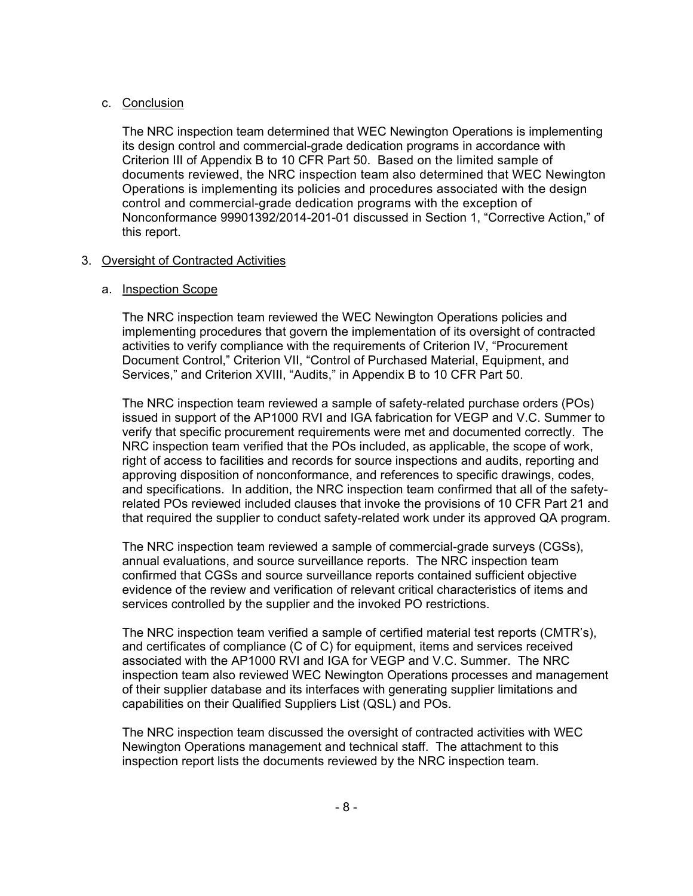c. Conclusion

The NRC inspection team determined that WEC Newington Operations is implementing its design control and commercial-grade dedication programs in accordance with Criterion III of Appendix B to 10 CFR Part 50. Based on the limited sample of documents reviewed, the NRC inspection team also determined that WEC Newington Operations is implementing its policies and procedures associated with the design control and commercial-grade dedication programs with the exception of Nonconformance 99901392/2014-201-01 discussed in Section 1, "Corrective Action," of this report.

3. Oversight of Contracted Activities

a. Inspection Scope

The NRC inspection team reviewed the WEC Newington Operations policies and implementing procedures that govern the implementation of its oversight of contracted activities to verify compliance with the requirements of Criterion IV, "Procurement Document Control," Criterion VII, "Control of Purchased Material, Equipment, and Services," and Criterion XVIII, "Audits," in Appendix B to 10 CFR Part 50.

The NRC inspection team reviewed a sample of safety-related purchase orders (POs) issued in support of the AP1000 RVI and IGA fabrication for VEGP and V.C. Summer to verify that specific procurement requirements were met and documented correctly. The NRC inspection team verified that the POs included, as applicable, the scope of work, right of access to facilities and records for source inspections and audits, reporting and approving disposition of nonconformance, and references to specific drawings, codes, and specifications. In addition, the NRC inspection team confirmed that all of the safety-related POs reviewed included clauses that invoke the provisions of 10 CFR Part 21 and that required the supplier to conduct safety-related work under its approved QA program.

The NRC inspection team reviewed a sample of commercial-grade surveys (CGSs), annual evaluations, and source surveillance reports. The NRC inspection team confirmed that CGSs and source surveillance reports contained sufficient objective evidence of the review and verification of relevant critical characteristics of items and services controlled by the supplier and the invoked PO restrictions.

The NRC inspection team verified a sample of certified material test reports (CMTR's), and certificates of compliance (C of C) for equipment, items and services received associated with the AP1000 RVI and IGA for VEGP and V.C. Summer. The NRC inspection team also reviewed WEC Newington Operations processes and management of their supplier database and its interfaces with generating supplier limitations and capabilities on their Qualified Suppliers List (QSL) and POs.

The NRC inspection team discussed the oversight of contracted activities with WEC Newington Operations management and technical staff. The attachment to this inspection report lists the documents reviewed by the NRC inspection team.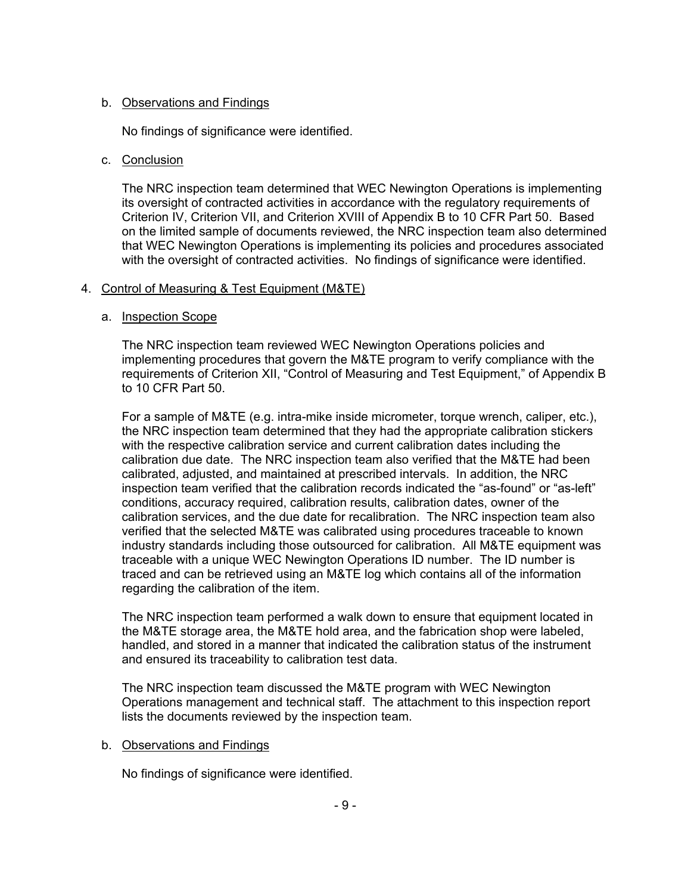b. Observations and Findings

No findings of significance were identified.

c. Conclusion

The NRC inspection team determined that WEC Newington Operations is implementing its oversight of contracted activities in accordance with the regulatory requirements of Criterion IV, Criterion VII, and Criterion XVIII of Appendix B to 10 CFR Part 50. Based on the limited sample of documents reviewed, the NRC inspection team also determined that WEC Newington Operations is implementing its policies and procedures associated with the oversight of contracted activities. No findings of significance were identified.

4. Control of Measuring & Test Equipment (M&TE)

a. Inspection Scope

The NRC inspection team reviewed WEC Newington Operations policies and implementing procedures that govern the M&TE program to verify compliance with the requirements of Criterion XII, "Control of Measuring and Test Equipment," of Appendix B to 10 CFR Part 50.

For a sample of M&TE (e.g. intra-mike inside micrometer, torque wrench, caliper, etc.), the NRC inspection team determined that they had the appropriate calibration stickers with the respective calibration service and current calibration dates including the calibration due date. The NRC inspection team also verified that the M&TE had been calibrated, adjusted, and maintained at prescribed intervals. In addition, the NRC inspection team verified that the calibration records indicated the "as-found" or "as-left" conditions, accuracy required, calibration results, calibration dates, owner of the calibration services, and the due date for recalibration. The NRC inspection team also verified that the selected M&TE was calibrated using procedures traceable to known industry standards including those outsourced for calibration. All M&TE equipment was traceable with a unique WEC Newington Operations ID number. The ID number is traced and can be retrieved using an M&TE log which contains all of the information regarding the calibration of the item.

The NRC inspection team performed a walk down to ensure that equipment located in the M&TE storage area, the M&TE hold area, and the fabrication shop were labeled, handled, and stored in a manner that indicated the calibration status of the instrument and ensured its traceability to calibration test data.

The NRC inspection team discussed the M&TE program with WEC Newington Operations management and technical staff. The attachment to this inspection report lists the documents reviewed by the inspection team.

b. Observations and Findings

No findings of significance were identified.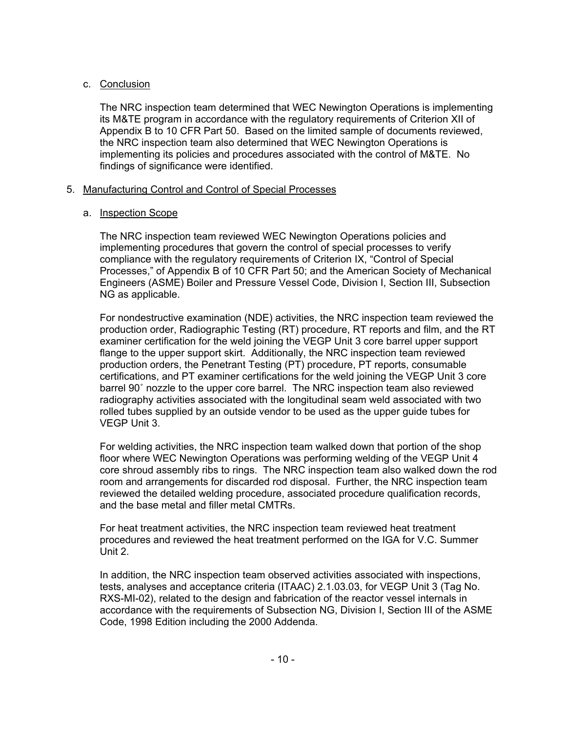c. Conclusion

The NRC inspection team determined that WEC Newington Operations is implementing its M&TE program in accordance with the regulatory requirements of Criterion XII of Appendix B to 10 CFR Part 50. Based on the limited sample of documents reviewed, the NRC inspection team also determined that WEC Newington Operations is implementing its policies and procedures associated with the control of M&TE. No findings of significance were identified.

5. Manufacturing Control and Control of Special Processes

a. Inspection Scope

The NRC inspection team reviewed WEC Newington Operations policies and implementing procedures that govern the control of special processes to verify compliance with the regulatory requirements of Criterion IX, "Control of Special Processes," of Appendix B of 10 CFR Part 50; and the American Society of Mechanical Engineers (ASME) Boiler and Pressure Vessel Code, Division I, Section III, Subsection NG as applicable.

For nondestructive examination (NDE) activities, the NRC inspection team reviewed the production order, Radiographic Testing (RT) procedure, RT reports and film, and the RT examiner certification for the weld joining the VEGP Unit 3 core barrel upper support flange to the upper support skirt. Additionally, the NRC inspection team reviewed production orders, the Penetrant Testing (PT) procedure, PT reports, consumable certifications, and PT examiner certifications for the weld joining the VEGP Unit 3 core barrel 90˚ nozzle to the upper core barrel. The NRC inspection team also reviewed radiography activities associated with the longitudinal seam weld associated with two rolled tubes supplied by an outside vendor to be used as the upper guide tubes for VEGP Unit 3.

For welding activities, the NRC inspection team walked down that portion of the shop floor where WEC Newington Operations was performing welding of the VEGP Unit 4 core shroud assembly ribs to rings. The NRC inspection team also walked down the rod room and arrangements for discarded rod disposal. Further, the NRC inspection team reviewed the detailed welding procedure, associated procedure qualification records, and the base metal and filler metal CMTRs.

For heat treatment activities, the NRC inspection team reviewed heat treatment procedures and reviewed the heat treatment performed on the IGA for V.C. Summer Unit 2.

In addition, the NRC inspection team observed activities associated with inspections, tests, analyses and acceptance criteria (ITAAC) 2.1.03.03, for VEGP Unit 3 (Tag No. RXS-MI-02), related to the design and fabrication of the reactor vessel internals in accordance with the requirements of Subsection NG, Division I, Section III of the ASME Code, 1998 Edition including the 2000 Addenda.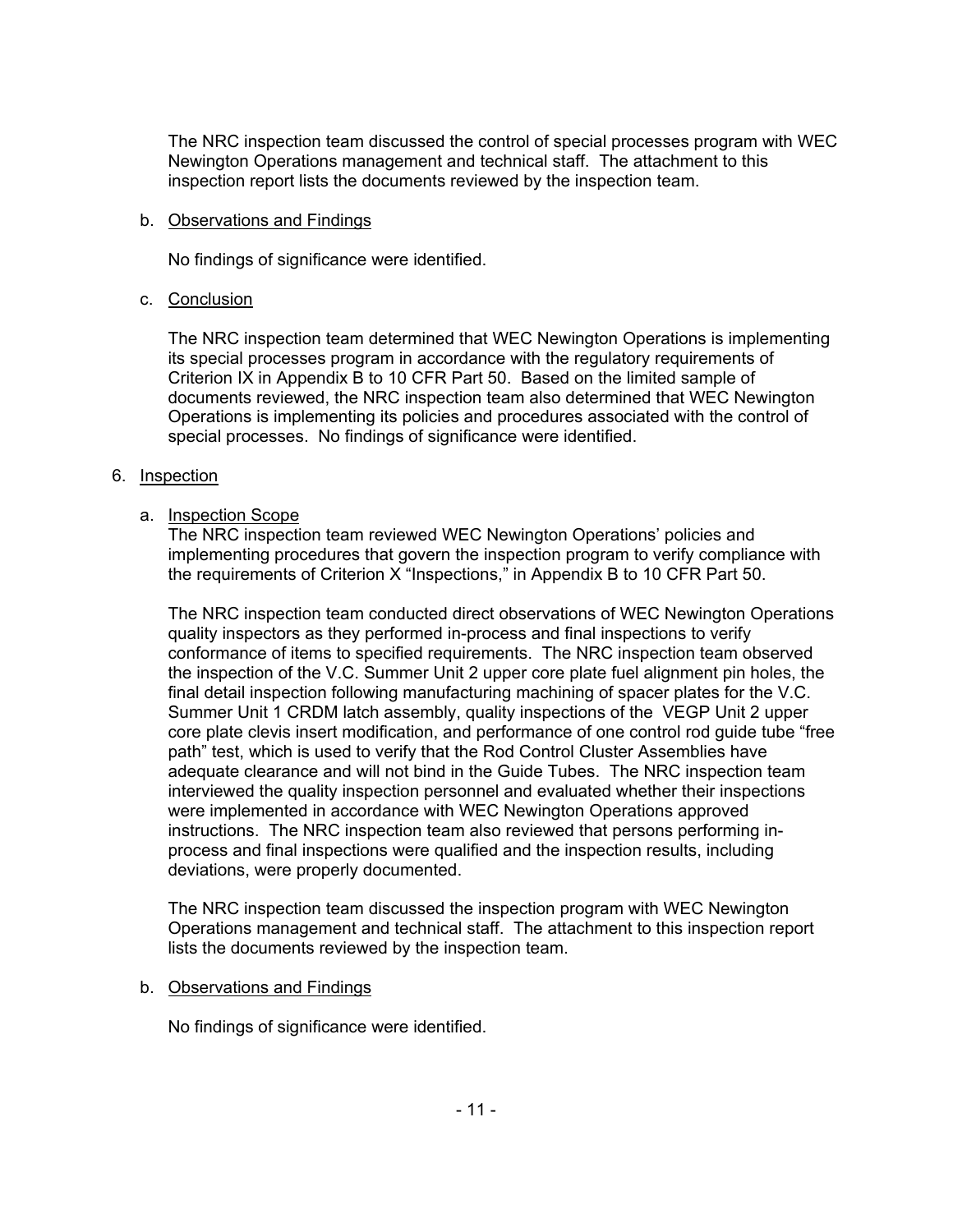The NRC inspection team discussed the control of special processes program with WEC Newington Operations management and technical staff. The attachment to this inspection report lists the documents reviewed by the inspection team.

b. Observations and Findings

No findings of significance were identified.

c. Conclusion

The NRC inspection team determined that WEC Newington Operations is implementing its special processes program in accordance with the regulatory requirements of Criterion IX in Appendix B to 10 CFR Part 50. Based on the limited sample of documents reviewed, the NRC inspection team also determined that WEC Newington Operations is implementing its policies and procedures associated with the control of special processes. No findings of significance were identified.

6. Inspection

a. Inspection Scope

The NRC inspection team reviewed WEC Newington Operations' policies and implementing procedures that govern the inspection program to verify compliance with the requirements of Criterion X "Inspections," in Appendix B to 10 CFR Part 50.

The NRC inspection team conducted direct observations of WEC Newington Operations quality inspectors as they performed in-process and final inspections to verify conformance of items to specified requirements. The NRC inspection team observed the inspection of the V.C. Summer Unit 2 upper core plate fuel alignment pin holes, the final detail inspection following manufacturing machining of spacer plates for the V.C. Summer Unit 1 CRDM latch assembly, quality inspections of the VEGP Unit 2 upper core plate clevis insert modification, and performance of one control rod guide tube "free path" test, which is used to verify that the Rod Control Cluster Assemblies have adequate clearance and will not bind in the Guide Tubes. The NRC inspection team interviewed the quality inspection personnel and evaluated whether their inspections were implemented in accordance with WEC Newington Operations approved instructions. The NRC inspection team also reviewed that persons performing in-process and final inspections were qualified and the inspection results, including deviations, were properly documented.

The NRC inspection team discussed the inspection program with WEC Newington Operations management and technical staff. The attachment to this inspection report lists the documents reviewed by the inspection team.

b. Observations and Findings

No findings of significance were identified.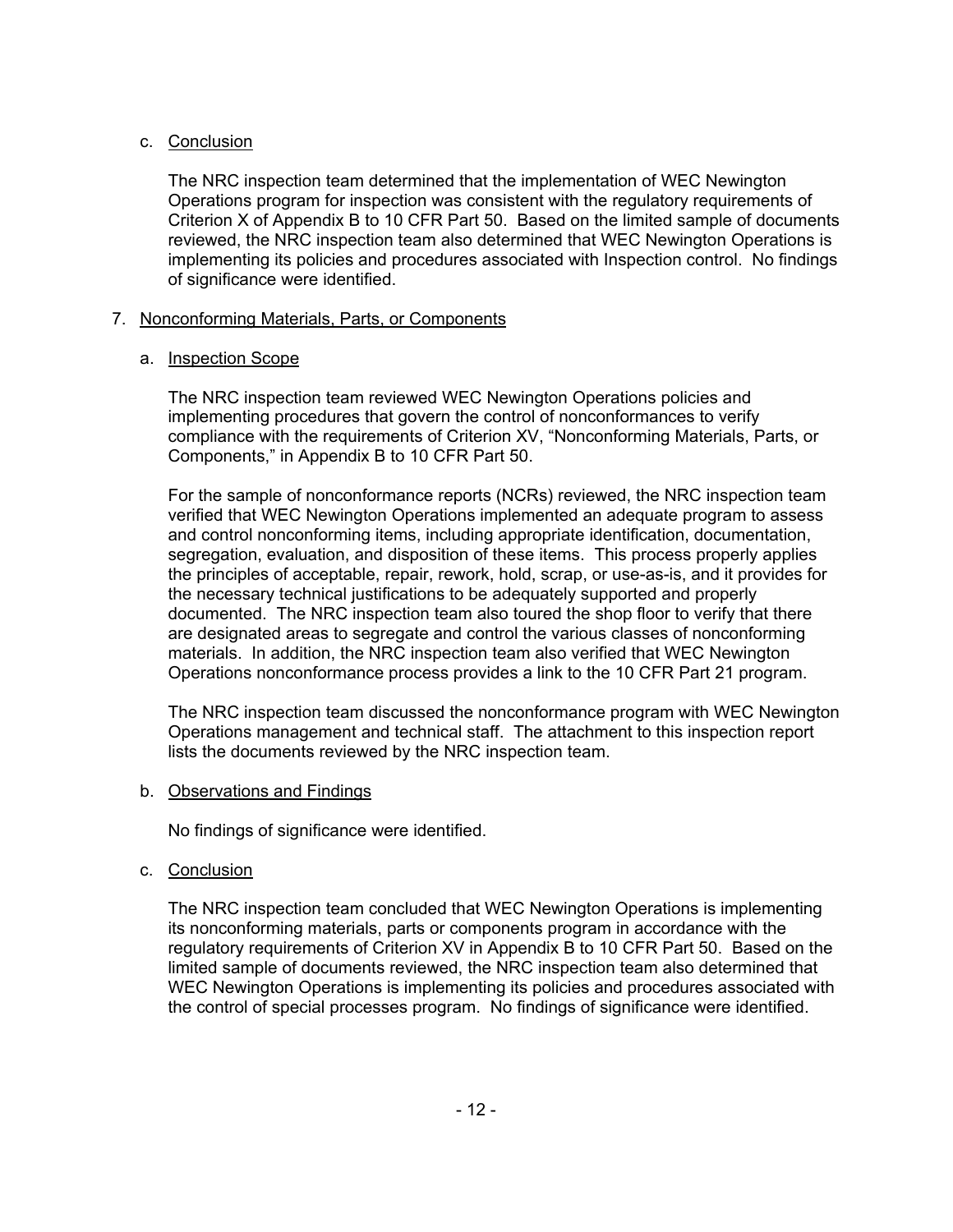c. Conclusion

The NRC inspection team determined that the implementation of WEC Newington Operations program for inspection was consistent with the regulatory requirements of Criterion X of Appendix B to 10 CFR Part 50. Based on the limited sample of documents reviewed, the NRC inspection team also determined that WEC Newington Operations is implementing its policies and procedures associated with Inspection control. No findings of significance were identified.

7. Nonconforming Materials, Parts, or Components

a. Inspection Scope

The NRC inspection team reviewed WEC Newington Operations policies and implementing procedures that govern the control of nonconformances to verify compliance with the requirements of Criterion XV, "Nonconforming Materials, Parts, or Components," in Appendix B to 10 CFR Part 50.

For the sample of nonconformance reports (NCRs) reviewed, the NRC inspection team verified that WEC Newington Operations implemented an adequate program to assess and control nonconforming items, including appropriate identification, documentation, segregation, evaluation, and disposition of these items. This process properly applies the principles of acceptable, repair, rework, hold, scrap, or use-as-is, and it provides for the necessary technical justifications to be adequately supported and properly documented. The NRC inspection team also toured the shop floor to verify that there are designated areas to segregate and control the various classes of nonconforming materials. In addition, the NRC inspection team also verified that WEC Newington Operations nonconformance process provides a link to the 10 CFR Part 21 program.

The NRC inspection team discussed the nonconformance program with WEC Newington Operations management and technical staff. The attachment to this inspection report lists the documents reviewed by the NRC inspection team.

b. Observations and Findings

No findings of significance were identified.

c. Conclusion

The NRC inspection team concluded that WEC Newington Operations is implementing its nonconforming materials, parts or components program in accordance with the regulatory requirements of Criterion XV in Appendix B to 10 CFR Part 50. Based on the limited sample of documents reviewed, the NRC inspection team also determined that WEC Newington Operations is implementing its policies and procedures associated with the control of special processes program. No findings of significance were identified.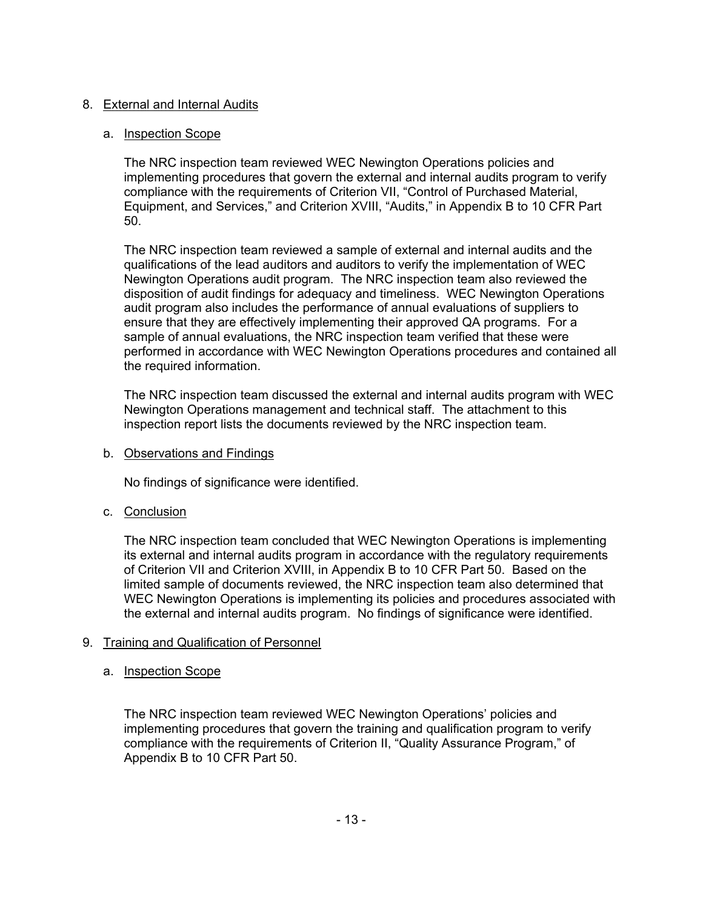8. External and Internal Audits

    a. Inspection Scope

    The NRC inspection team reviewed WEC Newington Operations policies and implementing procedures that govern the external and internal audits program to verify compliance with the requirements of Criterion VII, "Control of Purchased Material, Equipment, and Services," and Criterion XVIII, "Audits," in Appendix B to 10 CFR Part 50.

    The NRC inspection team reviewed a sample of external and internal audits and the qualifications of the lead auditors and auditors to verify the implementation of WEC Newington Operations audit program. The NRC inspection team also reviewed the disposition of audit findings for adequacy and timeliness. WEC Newington Operations audit program also includes the performance of annual evaluations of suppliers to ensure that they are effectively implementing their approved QA programs. For a sample of annual evaluations, the NRC inspection team verified that these were performed in accordance with WEC Newington Operations procedures and contained all the required information.

    The NRC inspection team discussed the external and internal audits program with WEC Newington Operations management and technical staff. The attachment to this inspection report lists the documents reviewed by the NRC inspection team.

    b. Observations and Findings

    No findings of significance were identified.

    c. Conclusion

    The NRC inspection team concluded that WEC Newington Operations is implementing its external and internal audits program in accordance with the regulatory requirements of Criterion VII and Criterion XVIII, in Appendix B to 10 CFR Part 50. Based on the limited sample of documents reviewed, the NRC inspection team also determined that WEC Newington Operations is implementing its policies and procedures associated with the external and internal audits program. No findings of significance were identified.

9. Training and Qualification of Personnel

    a. Inspection Scope

    The NRC inspection team reviewed WEC Newington Operations' policies and implementing procedures that govern the training and qualification program to verify compliance with the requirements of Criterion II, "Quality Assurance Program," of Appendix B to 10 CFR Part 50.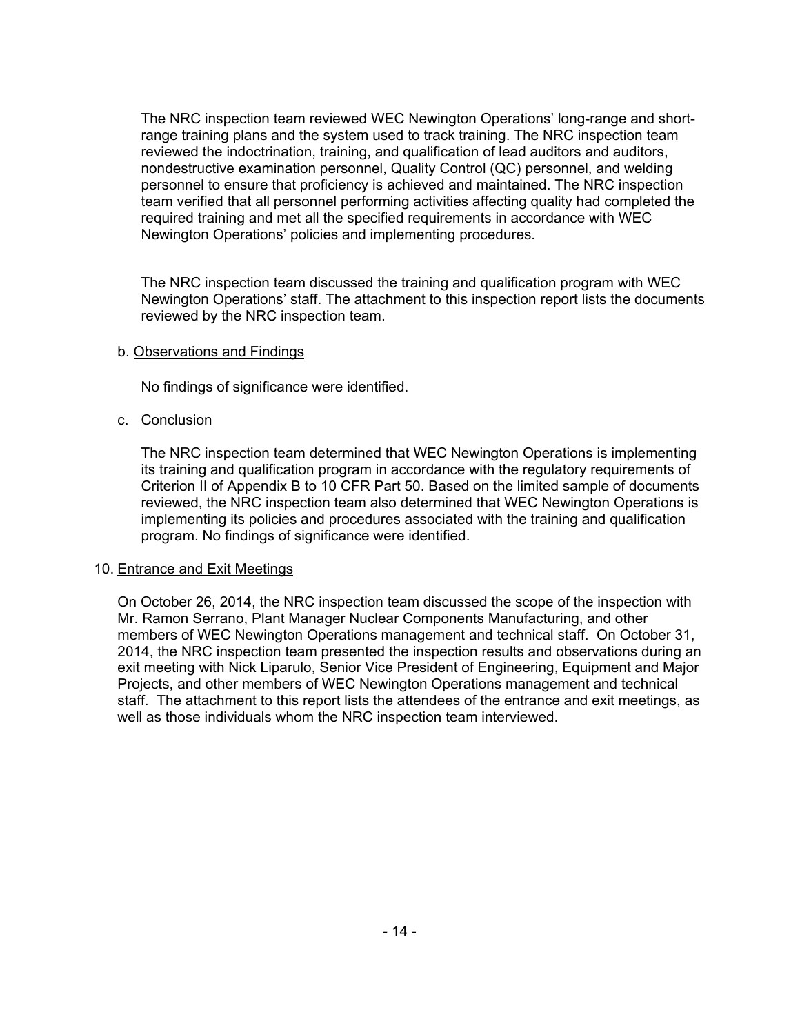The NRC inspection team reviewed WEC Newington Operations' long-range and short-range training plans and the system used to track training. The NRC inspection team reviewed the indoctrination, training, and qualification of lead auditors and auditors, nondestructive examination personnel, Quality Control (QC) personnel, and welding personnel to ensure that proficiency is achieved and maintained. The NRC inspection team verified that all personnel performing activities affecting quality had completed the required training and met all the specified requirements in accordance with WEC Newington Operations' policies and implementing procedures.

The NRC inspection team discussed the training and qualification program with WEC Newington Operations' staff. The attachment to this inspection report lists the documents reviewed by the NRC inspection team.

b. Observations and Findings

No findings of significance were identified.

c. Conclusion

The NRC inspection team determined that WEC Newington Operations is implementing its training and qualification program in accordance with the regulatory requirements of Criterion II of Appendix B to 10 CFR Part 50. Based on the limited sample of documents reviewed, the NRC inspection team also determined that WEC Newington Operations is implementing its policies and procedures associated with the training and qualification program. No findings of significance were identified.

10. Entrance and Exit Meetings

On October 26, 2014, the NRC inspection team discussed the scope of the inspection with Mr. Ramon Serrano, Plant Manager Nuclear Components Manufacturing, and other members of WEC Newington Operations management and technical staff. On October 31, 2014, the NRC inspection team presented the inspection results and observations during an exit meeting with Nick Liparulo, Senior Vice President of Engineering, Equipment and Major Projects, and other members of WEC Newington Operations management and technical staff. The attachment to this report lists the attendees of the entrance and exit meetings, as well as those individuals whom the NRC inspection team interviewed.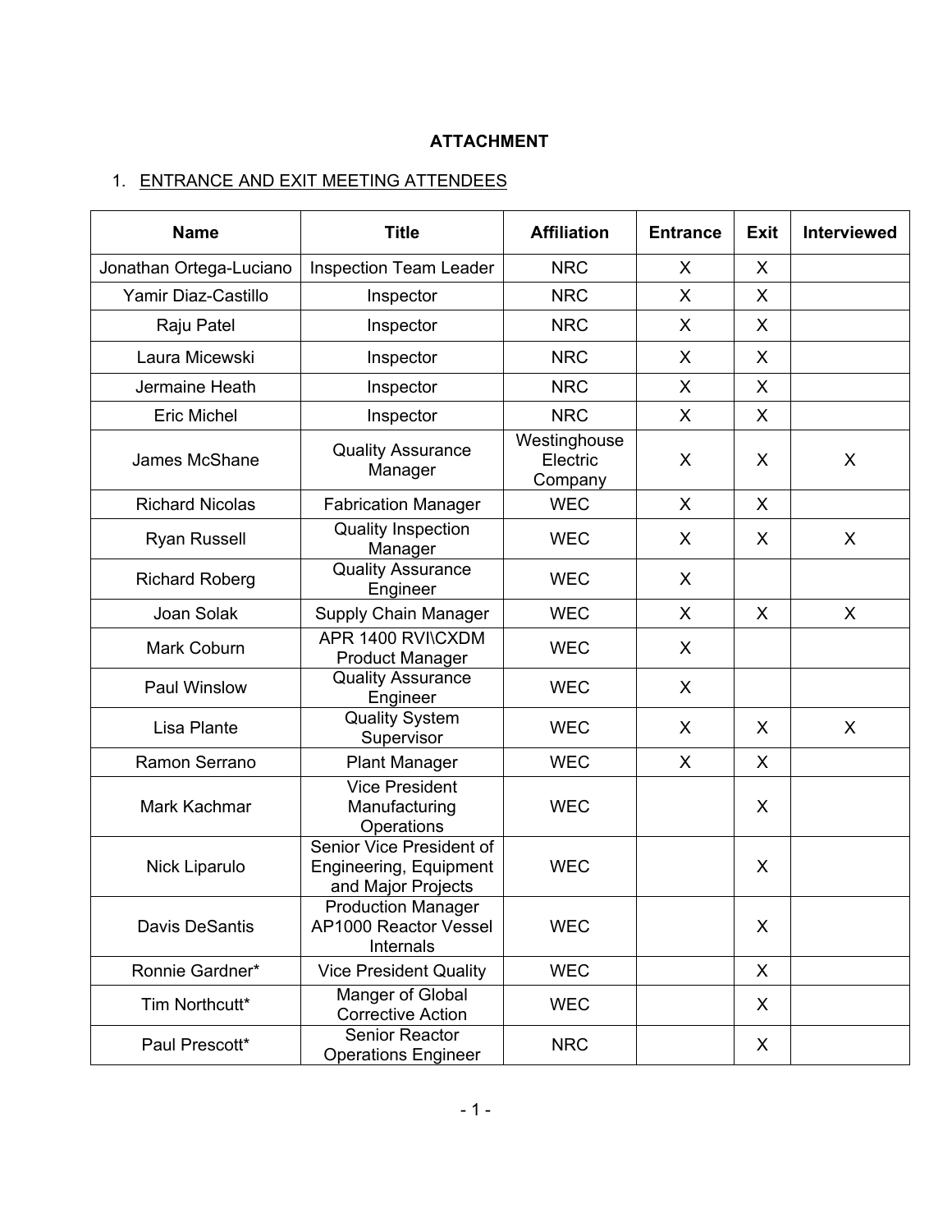**ATTACHMENT**

1. ENTRANCE AND EXIT MEETING ATTENDEES

| Name | Title | Affiliation | Entrance | Exit | Interviewed |
|---|---|---|---|---|---|
| Jonathan Ortega-Luciano | Inspection Team Leader | NRC | X | X | |
| Yamir Diaz-Castillo | Inspector | NRC | X | X | |
| Raju Patel | Inspector | NRC | X | X | |
| Laura Micewski | Inspector | NRC | X | X | |
| Jermaine Heath | Inspector | NRC | X | X | |
| Eric Michel | Inspector | NRC | X | X | |
| James McShane | Quality Assurance Manager | Westinghouse Electric Company | X | X | X |
| Richard Nicolas | Fabrication Manager | WEC | X | X | |
| Ryan Russell | Quality Inspection Manager | WEC | X | X | X |
| Richard Roberg | Quality Assurance Engineer | WEC | X | | |
| Joan Solak | Supply Chain Manager | WEC | X | X | X |
| Mark Coburn | APR 1400 RVI\CXDM Product Manager | WEC | X | | |
| Paul Winslow | Quality Assurance Engineer | WEC | X | | |
| Lisa Plante | Quality System Supervisor | WEC | X | X | X |
| Ramon Serrano | Plant Manager | WEC | X | X | |
| Mark Kachmar | Vice President Manufacturing Operations | WEC | | X | |
| Nick Liparulo | Senior Vice President of Engineering, Equipment and Major Projects | WEC | | X | |
| Davis DeSantis | Production Manager AP1000 Reactor Vessel Internals | WEC | | X | |
| Ronnie Gardner* | Vice President Quality | WEC | | X | |
| Tim Northcutt* | Manger of Global Corrective Action | WEC | | X | |
| Paul Prescott* | Senior Reactor Operations Engineer | NRC | | X | |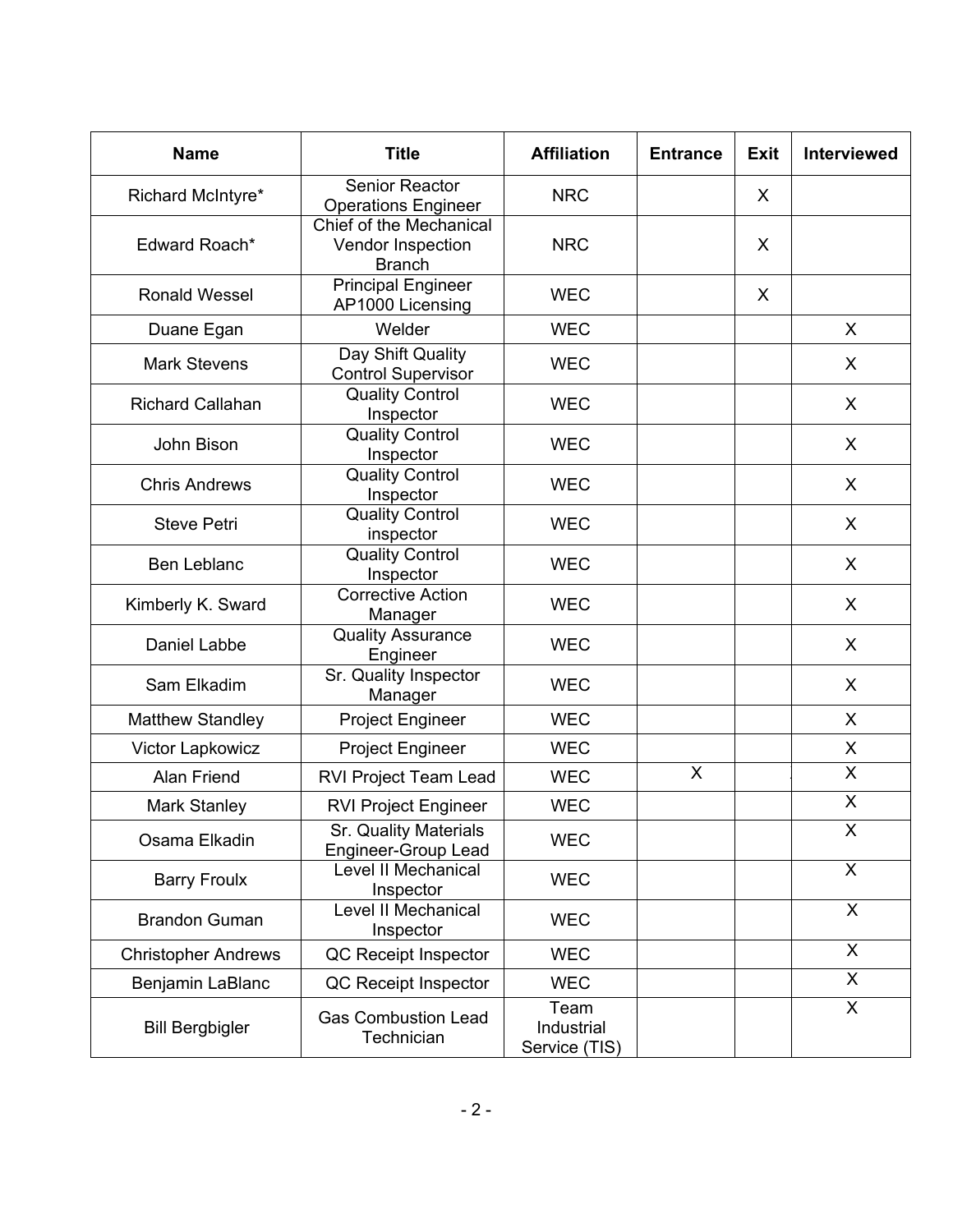| Name | Title | Affiliation | Entrance | Exit | Interviewed |
|---|---|---|---|---|---|
| Richard McIntyre* | Senior Reactor Operations Engineer | NRC | | X | |
| Edward Roach* | Chief of the Mechanical Vendor Inspection Branch | NRC | | X | |
| Ronald Wessel | Principal Engineer AP1000 Licensing | WEC | | X | |
| Duane Egan | Welder | WEC | | | X |
| Mark Stevens | Day Shift Quality Control Supervisor | WEC | | | X |
| Richard Callahan | Quality Control Inspector | WEC | | | X |
| John Bison | Quality Control Inspector | WEC | | | X |
| Chris Andrews | Quality Control Inspector | WEC | | | X |
| Steve Petri | Quality Control inspector | WEC | | | X |
| Ben Leblanc | Quality Control Inspector | WEC | | | X |
| Kimberly K. Sward | Corrective Action Manager | WEC | | | X |
| Daniel Labbe | Quality Assurance Engineer | WEC | | | X |
| Sam Elkadim | Sr. Quality Inspector Manager | WEC | | | X |
| Matthew Standley | Project Engineer | WEC | | | X |
| Victor Lapkowicz | Project Engineer | WEC | | | X |
| Alan Friend | RVI Project Team Lead | WEC | X | | X |
| Mark Stanley | RVI Project Engineer | WEC | | | X |
| Osama Elkadin | Sr. Quality Materials Engineer-Group Lead | WEC | | | X |
| Barry Froulx | Level II Mechanical Inspector | WEC | | | X |
| Brandon Guman | Level II Mechanical Inspector | WEC | | | X |
| Christopher Andrews | QC Receipt Inspector | WEC | | | X |
| Benjamin LaBlanc | QC Receipt Inspector | WEC | | | X |
| Bill Bergbigler | Gas Combustion Lead Technician | Team Industrial Service (TIS) | | | X |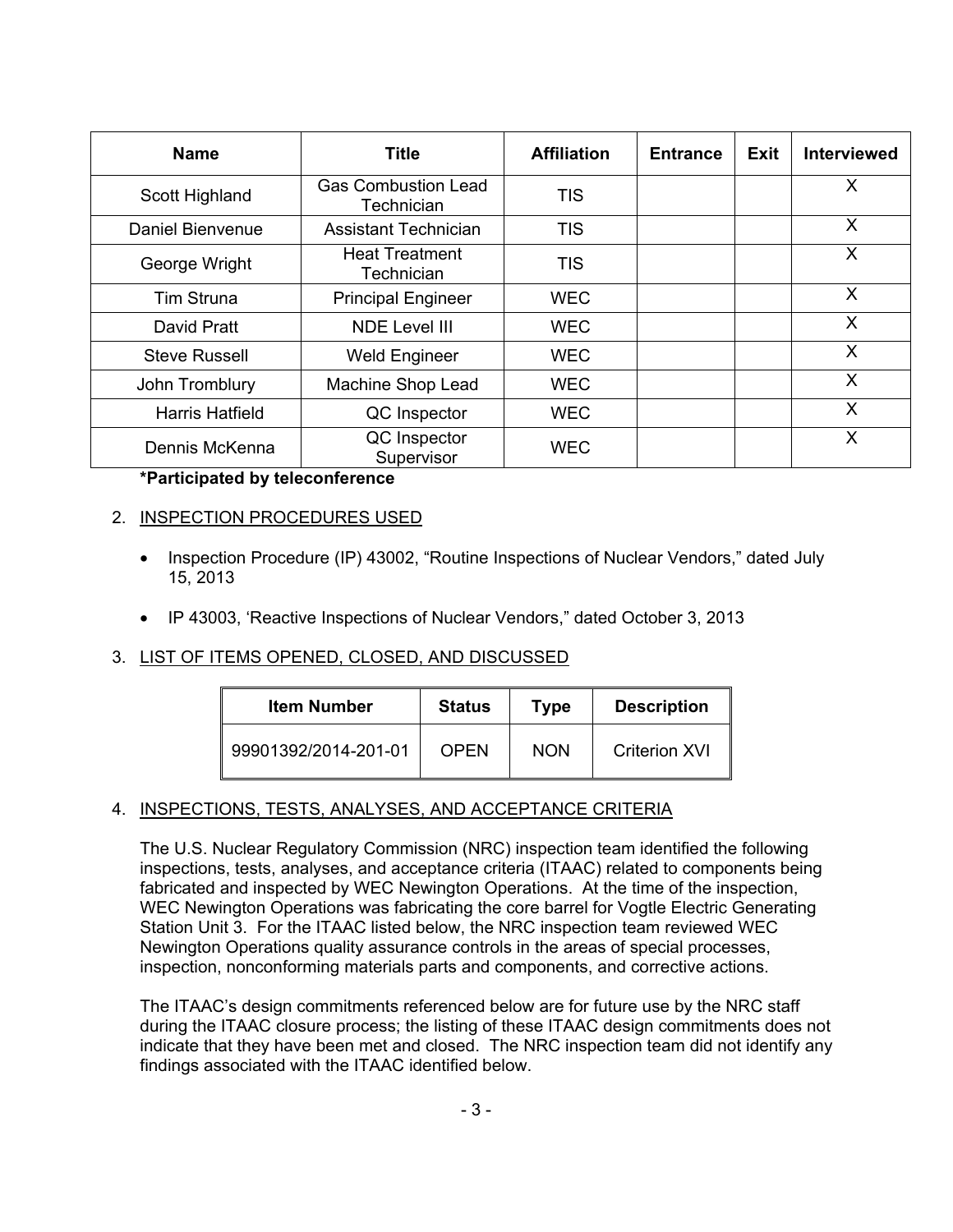| Name | Title | Affiliation | Entrance | Exit | Interviewed |
|---|---|---|---|---|---|
| Scott Highland | Gas Combustion Lead Technician | TIS | | | X |
| Daniel Bienvenue | Assistant Technician | TIS | | | X |
| George Wright | Heat Treatment Technician | TIS | | | X |
| Tim Struna | Principal Engineer | WEC | | | X |
| David Pratt | NDE Level III | WEC | | | X |
| Steve Russell | Weld Engineer | WEC | | | X |
| John Tromblury | Machine Shop Lead | WEC | | | X |
| Harris Hatfield | QC Inspector | WEC | | | X |
| Dennis McKenna | QC Inspector Supervisor | WEC | | | X |

**\*Participated by teleconference**

2. INSPECTION PROCEDURES USED

- Inspection Procedure (IP) 43002, "Routine Inspections of Nuclear Vendors," dated July 15, 2013
- IP 43003, 'Reactive Inspections of Nuclear Vendors," dated October 3, 2013

3. LIST OF ITEMS OPENED, CLOSED, AND DISCUSSED

| Item Number | Status | Type | Description |
|---|---|---|---|
| 99901392/2014-201-01 | OPEN | NON | Criterion XVI |

4. INSPECTIONS, TESTS, ANALYSES, AND ACCEPTANCE CRITERIA

The U.S. Nuclear Regulatory Commission (NRC) inspection team identified the following inspections, tests, analyses, and acceptance criteria (ITAAC) related to components being fabricated and inspected by WEC Newington Operations. At the time of the inspection, WEC Newington Operations was fabricating the core barrel for Vogtle Electric Generating Station Unit 3. For the ITAAC listed below, the NRC inspection team reviewed WEC Newington Operations quality assurance controls in the areas of special processes, inspection, nonconforming materials parts and components, and corrective actions.

The ITAAC's design commitments referenced below are for future use by the NRC staff during the ITAAC closure process; the listing of these ITAAC design commitments does not indicate that they have been met and closed. The NRC inspection team did not identify any findings associated with the ITAAC identified below.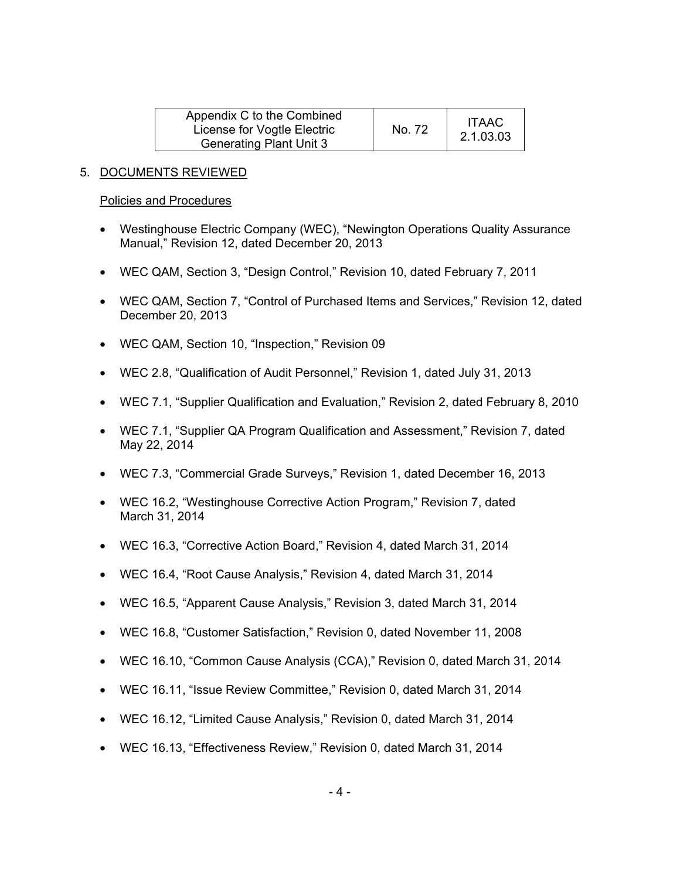| Appendix C to the Combined License for Vogtle Electric Generating Plant Unit 3 | No. 72 | ITAAC 2.1.03.03 |
|---|---|---|

5. DOCUMENTS REVIEWED

Policies and Procedures

- Westinghouse Electric Company (WEC), "Newington Operations Quality Assurance Manual," Revision 12, dated December 20, 2013
- WEC QAM, Section 3, "Design Control," Revision 10, dated February 7, 2011
- WEC QAM, Section 7, "Control of Purchased Items and Services," Revision 12, dated December 20, 2013
- WEC QAM, Section 10, "Inspection," Revision 09
- WEC 2.8, "Qualification of Audit Personnel," Revision 1, dated July 31, 2013
- WEC 7.1, "Supplier Qualification and Evaluation," Revision 2, dated February 8, 2010
- WEC 7.1, "Supplier QA Program Qualification and Assessment," Revision 7, dated May 22, 2014
- WEC 7.3, "Commercial Grade Surveys," Revision 1, dated December 16, 2013
- WEC 16.2, "Westinghouse Corrective Action Program," Revision 7, dated March 31, 2014
- WEC 16.3, "Corrective Action Board," Revision 4, dated March 31, 2014
- WEC 16.4, "Root Cause Analysis," Revision 4, dated March 31, 2014
- WEC 16.5, "Apparent Cause Analysis," Revision 3, dated March 31, 2014
- WEC 16.8, "Customer Satisfaction," Revision 0, dated November 11, 2008
- WEC 16.10, "Common Cause Analysis (CCA)," Revision 0, dated March 31, 2014
- WEC 16.11, "Issue Review Committee," Revision 0, dated March 31, 2014
- WEC 16.12, "Limited Cause Analysis," Revision 0, dated March 31, 2014
- WEC 16.13, "Effectiveness Review," Revision 0, dated March 31, 2014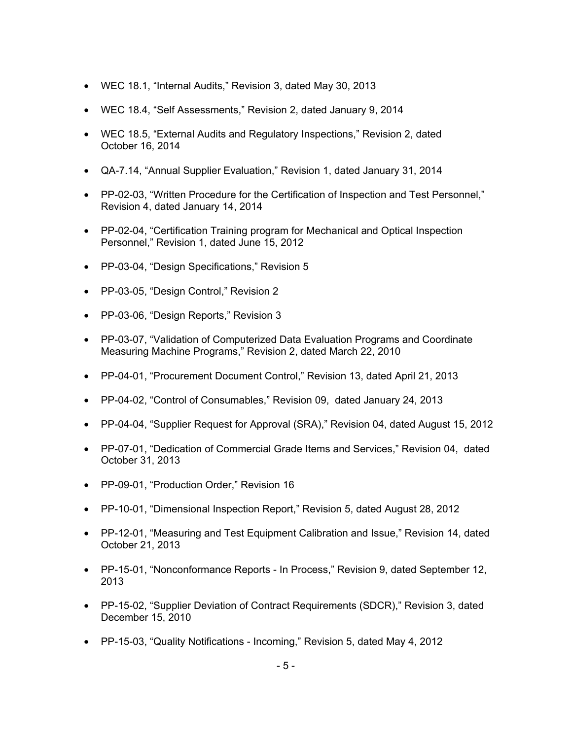- WEC 18.1, "Internal Audits," Revision 3, dated May 30, 2013
- WEC 18.4, "Self Assessments," Revision 2, dated January 9, 2014
- WEC 18.5, "External Audits and Regulatory Inspections," Revision 2, dated October 16, 2014
- QA-7.14, "Annual Supplier Evaluation," Revision 1, dated January 31, 2014
- PP-02-03, "Written Procedure for the Certification of Inspection and Test Personnel," Revision 4, dated January 14, 2014
- PP-02-04, "Certification Training program for Mechanical and Optical Inspection Personnel," Revision 1, dated June 15, 2012
- PP-03-04, "Design Specifications," Revision 5
- PP-03-05, "Design Control," Revision 2
- PP-03-06, "Design Reports," Revision 3
- PP-03-07, "Validation of Computerized Data Evaluation Programs and Coordinate Measuring Machine Programs," Revision 2, dated March 22, 2010
- PP-04-01, "Procurement Document Control," Revision 13, dated April 21, 2013
- PP-04-02, "Control of Consumables," Revision 09, dated January 24, 2013
- PP-04-04, "Supplier Request for Approval (SRA)," Revision 04, dated August 15, 2012
- PP-07-01, "Dedication of Commercial Grade Items and Services," Revision 04, dated October 31, 2013
- PP-09-01, "Production Order," Revision 16
- PP-10-01, "Dimensional Inspection Report," Revision 5, dated August 28, 2012
- PP-12-01, "Measuring and Test Equipment Calibration and Issue," Revision 14, dated October 21, 2013
- PP-15-01, "Nonconformance Reports - In Process," Revision 9, dated September 12, 2013
- PP-15-02, "Supplier Deviation of Contract Requirements (SDCR)," Revision 3, dated December 15, 2010
- PP-15-03, "Quality Notifications - Incoming," Revision 5, dated May 4, 2012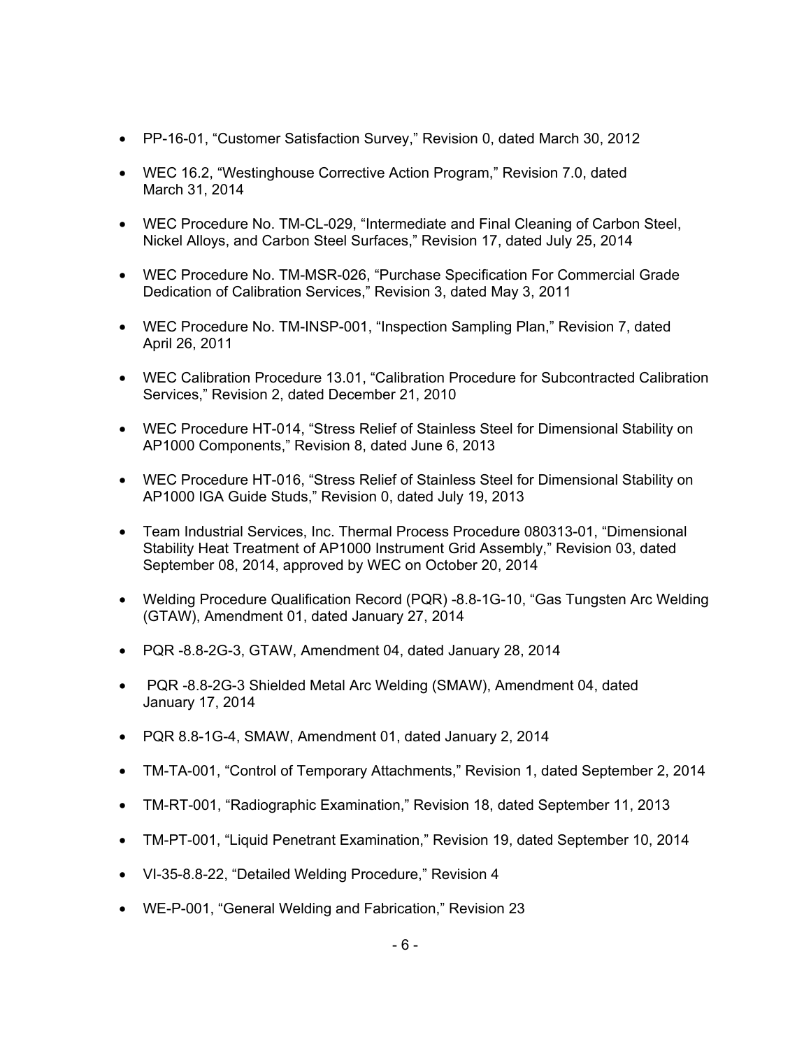- PP-16-01, "Customer Satisfaction Survey," Revision 0, dated March 30, 2012
- WEC 16.2, "Westinghouse Corrective Action Program," Revision 7.0, dated March 31, 2014
- WEC Procedure No. TM-CL-029, "Intermediate and Final Cleaning of Carbon Steel, Nickel Alloys, and Carbon Steel Surfaces," Revision 17, dated July 25, 2014
- WEC Procedure No. TM-MSR-026, "Purchase Specification For Commercial Grade Dedication of Calibration Services," Revision 3, dated May 3, 2011
- WEC Procedure No. TM-INSP-001, "Inspection Sampling Plan," Revision 7, dated April 26, 2011
- WEC Calibration Procedure 13.01, "Calibration Procedure for Subcontracted Calibration Services," Revision 2, dated December 21, 2010
- WEC Procedure HT-014, "Stress Relief of Stainless Steel for Dimensional Stability on AP1000 Components," Revision 8, dated June 6, 2013
- WEC Procedure HT-016, "Stress Relief of Stainless Steel for Dimensional Stability on AP1000 IGA Guide Studs," Revision 0, dated July 19, 2013
- Team Industrial Services, Inc. Thermal Process Procedure 080313-01, "Dimensional Stability Heat Treatment of AP1000 Instrument Grid Assembly," Revision 03, dated September 08, 2014, approved by WEC on October 20, 2014
- Welding Procedure Qualification Record (PQR) -8.8-1G-10, "Gas Tungsten Arc Welding (GTAW), Amendment 01, dated January 27, 2014
- PQR -8.8-2G-3, GTAW, Amendment 04, dated January 28, 2014
- PQR -8.8-2G-3 Shielded Metal Arc Welding (SMAW), Amendment 04, dated January 17, 2014
- PQR 8.8-1G-4, SMAW, Amendment 01, dated January 2, 2014
- TM-TA-001, "Control of Temporary Attachments," Revision 1, dated September 2, 2014
- TM-RT-001, "Radiographic Examination," Revision 18, dated September 11, 2013
- TM-PT-001, "Liquid Penetrant Examination," Revision 19, dated September 10, 2014
- VI-35-8.8-22, "Detailed Welding Procedure," Revision 4
- WE-P-001, "General Welding and Fabrication," Revision 23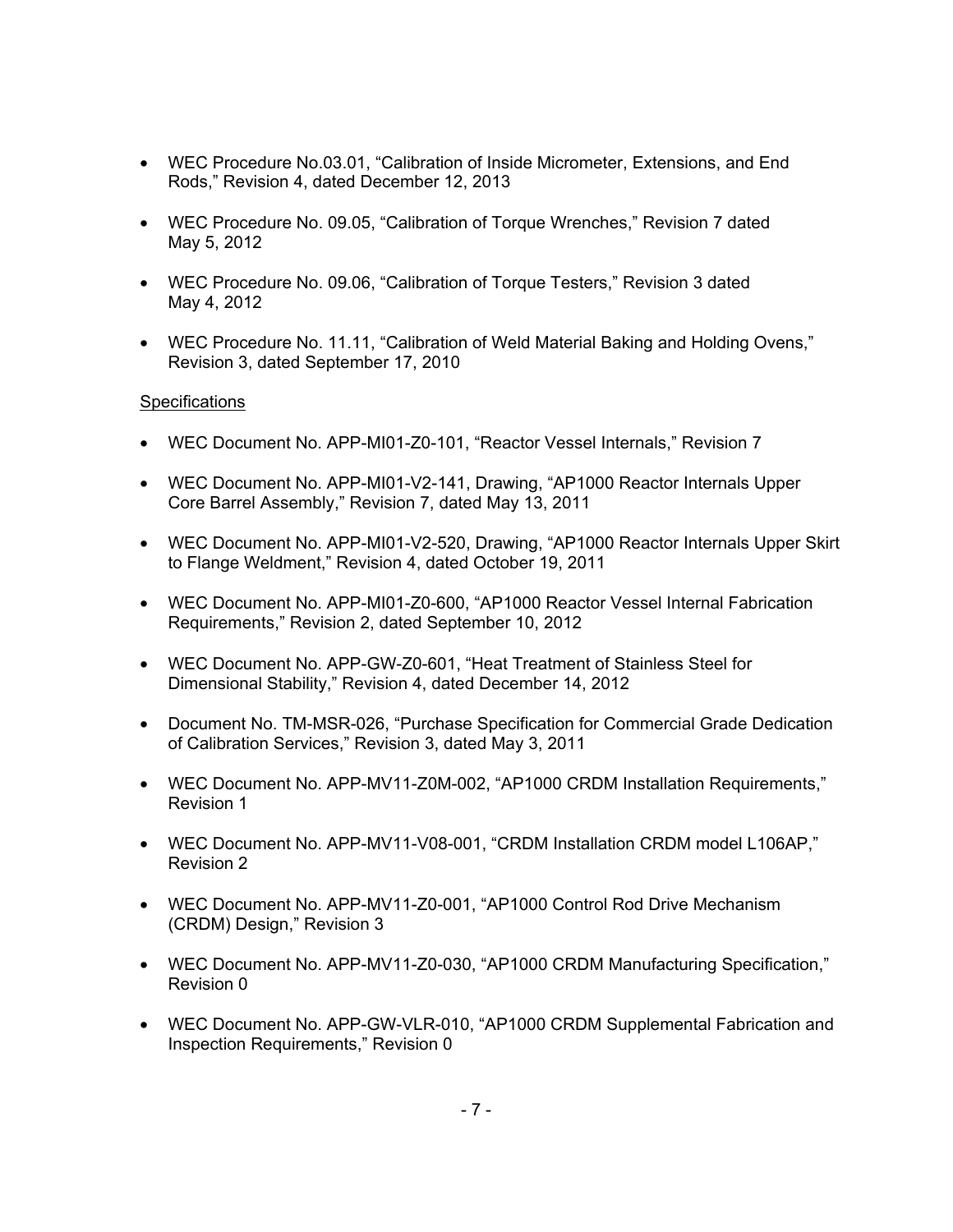- WEC Procedure No.03.01, "Calibration of Inside Micrometer, Extensions, and End Rods," Revision 4, dated December 12, 2013

- WEC Procedure No. 09.05, "Calibration of Torque Wrenches," Revision 7 dated May 5, 2012

- WEC Procedure No. 09.06, "Calibration of Torque Testers," Revision 3 dated May 4, 2012

- WEC Procedure No. 11.11, "Calibration of Weld Material Baking and Holding Ovens," Revision 3, dated September 17, 2010

<u>Specifications</u>

- WEC Document No. APP-MI01-Z0-101, "Reactor Vessel Internals," Revision 7

- WEC Document No. APP-MI01-V2-141, Drawing, "AP1000 Reactor Internals Upper Core Barrel Assembly," Revision 7, dated May 13, 2011

- WEC Document No. APP-MI01-V2-520, Drawing, "AP1000 Reactor Internals Upper Skirt to Flange Weldment," Revision 4, dated October 19, 2011

- WEC Document No. APP-MI01-Z0-600, "AP1000 Reactor Vessel Internal Fabrication Requirements," Revision 2, dated September 10, 2012

- WEC Document No. APP-GW-Z0-601, "Heat Treatment of Stainless Steel for Dimensional Stability," Revision 4, dated December 14, 2012

- Document No. TM-MSR-026, "Purchase Specification for Commercial Grade Dedication of Calibration Services," Revision 3, dated May 3, 2011

- WEC Document No. APP-MV11-Z0M-002, "AP1000 CRDM Installation Requirements," Revision 1

- WEC Document No. APP-MV11-V08-001, "CRDM Installation CRDM model L106AP," Revision 2

- WEC Document No. APP-MV11-Z0-001, "AP1000 Control Rod Drive Mechanism (CRDM) Design," Revision 3

- WEC Document No. APP-MV11-Z0-030, "AP1000 CRDM Manufacturing Specification," Revision 0

- WEC Document No. APP-GW-VLR-010, "AP1000 CRDM Supplemental Fabrication and Inspection Requirements," Revision 0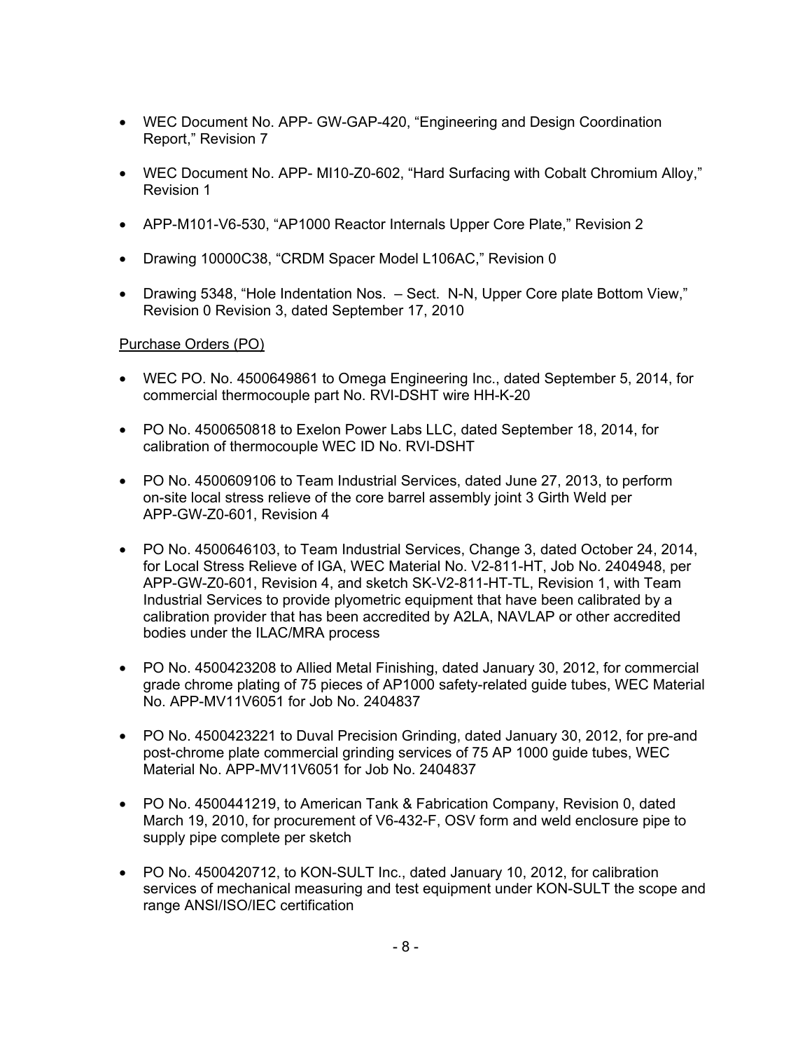- WEC Document No. APP- GW-GAP-420, "Engineering and Design Coordination Report," Revision 7

- WEC Document No. APP- MI10-Z0-602, "Hard Surfacing with Cobalt Chromium Alloy," Revision 1

- APP-M101-V6-530, "AP1000 Reactor Internals Upper Core Plate," Revision 2

- Drawing 10000C38, "CRDM Spacer Model L106AC," Revision 0

- Drawing 5348, "Hole Indentation Nos. – Sect. N-N, Upper Core plate Bottom View," Revision 0 Revision 3, dated September 17, 2010

Purchase Orders (PO)

- WEC PO. No. 4500649861 to Omega Engineering Inc., dated September 5, 2014, for commercial thermocouple part No. RVI-DSHT wire HH-K-20

- PO No. 4500650818 to Exelon Power Labs LLC, dated September 18, 2014, for calibration of thermocouple WEC ID No. RVI-DSHT

- PO No. 4500609106 to Team Industrial Services, dated June 27, 2013, to perform on-site local stress relieve of the core barrel assembly joint 3 Girth Weld per APP-GW-Z0-601, Revision 4

- PO No. 4500646103, to Team Industrial Services, Change 3, dated October 24, 2014, for Local Stress Relieve of IGA, WEC Material No. V2-811-HT, Job No. 2404948, per APP-GW-Z0-601, Revision 4, and sketch SK-V2-811-HT-TL, Revision 1, with Team Industrial Services to provide plyometric equipment that have been calibrated by a calibration provider that has been accredited by A2LA, NAVLAP or other accredited bodies under the ILAC/MRA process

- PO No. 4500423208 to Allied Metal Finishing, dated January 30, 2012, for commercial grade chrome plating of 75 pieces of AP1000 safety-related guide tubes, WEC Material No. APP-MV11V6051 for Job No. 2404837

- PO No. 4500423221 to Duval Precision Grinding, dated January 30, 2012, for pre-and post-chrome plate commercial grinding services of 75 AP 1000 guide tubes, WEC Material No. APP-MV11V6051 for Job No. 2404837

- PO No. 4500441219, to American Tank & Fabrication Company, Revision 0, dated March 19, 2010, for procurement of V6-432-F, OSV form and weld enclosure pipe to supply pipe complete per sketch

- PO No. 4500420712, to KON-SULT Inc., dated January 10, 2012, for calibration services of mechanical measuring and test equipment under KON-SULT the scope and range ANSI/ISO/IEC certification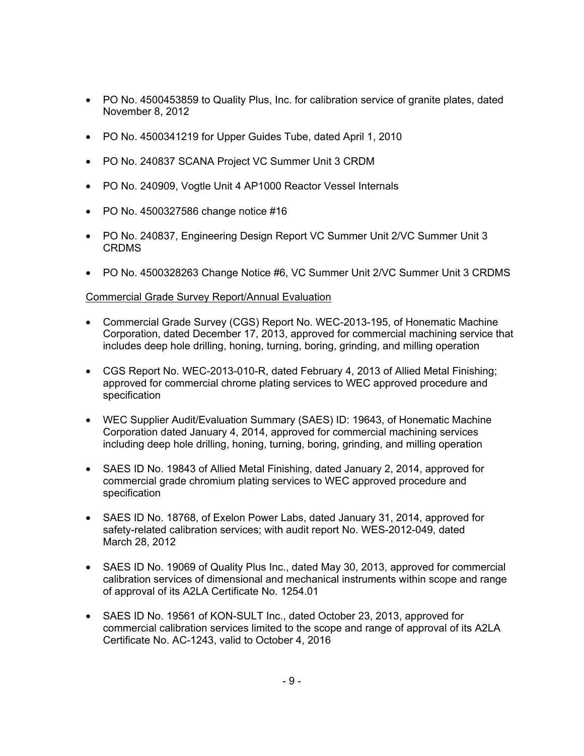- PO No. 4500453859 to Quality Plus, Inc. for calibration service of granite plates, dated November 8, 2012
- PO No. 4500341219 for Upper Guides Tube, dated April 1, 2010
- PO No. 240837 SCANA Project VC Summer Unit 3 CRDM
- PO No. 240909, Vogtle Unit 4 AP1000 Reactor Vessel Internals
- PO No. 4500327586 change notice #16
- PO No. 240837, Engineering Design Report VC Summer Unit 2/VC Summer Unit 3 CRDMS
- PO No. 4500328263 Change Notice #6, VC Summer Unit 2/VC Summer Unit 3 CRDMS

Commercial Grade Survey Report/Annual Evaluation

- Commercial Grade Survey (CGS) Report No. WEC-2013-195, of Honematic Machine Corporation, dated December 17, 2013, approved for commercial machining service that includes deep hole drilling, honing, turning, boring, grinding, and milling operation
- CGS Report No. WEC-2013-010-R, dated February 4, 2013 of Allied Metal Finishing; approved for commercial chrome plating services to WEC approved procedure and specification
- WEC Supplier Audit/Evaluation Summary (SAES) ID: 19643, of Honematic Machine Corporation dated January 4, 2014, approved for commercial machining services including deep hole drilling, honing, turning, boring, grinding, and milling operation
- SAES ID No. 19843 of Allied Metal Finishing, dated January 2, 2014, approved for commercial grade chromium plating services to WEC approved procedure and specification
- SAES ID No. 18768, of Exelon Power Labs, dated January 31, 2014, approved for safety-related calibration services; with audit report No. WES-2012-049, dated March 28, 2012
- SAES ID No. 19069 of Quality Plus Inc., dated May 30, 2013, approved for commercial calibration services of dimensional and mechanical instruments within scope and range of approval of its A2LA Certificate No. 1254.01
- SAES ID No. 19561 of KON-SULT Inc., dated October 23, 2013, approved for commercial calibration services limited to the scope and range of approval of its A2LA Certificate No. AC-1243, valid to October 4, 2016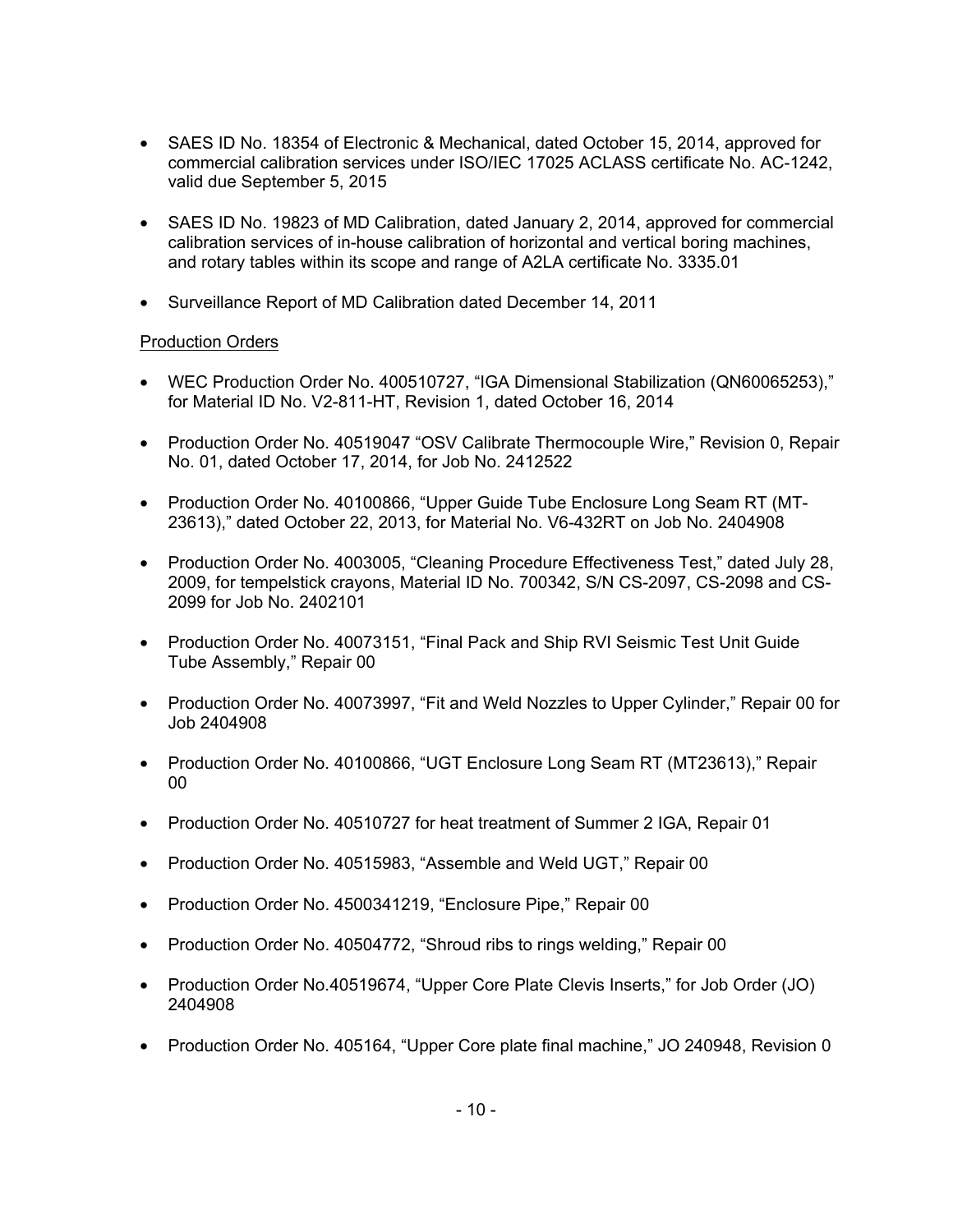- SAES ID No. 18354 of Electronic & Mechanical, dated October 15, 2014, approved for commercial calibration services under ISO/IEC 17025 ACLASS certificate No. AC-1242, valid due September 5, 2015

- SAES ID No. 19823 of MD Calibration, dated January 2, 2014, approved for commercial calibration services of in-house calibration of horizontal and vertical boring machines, and rotary tables within its scope and range of A2LA certificate No. 3335.01

- Surveillance Report of MD Calibration dated December 14, 2011

Production Orders

- WEC Production Order No. 400510727, "IGA Dimensional Stabilization (QN60065253)," for Material ID No. V2-811-HT, Revision 1, dated October 16, 2014

- Production Order No. 40519047 "OSV Calibrate Thermocouple Wire," Revision 0, Repair No. 01, dated October 17, 2014, for Job No. 2412522

- Production Order No. 40100866, "Upper Guide Tube Enclosure Long Seam RT (MT-23613)," dated October 22, 2013, for Material No. V6-432RT on Job No. 2404908

- Production Order No. 4003005, "Cleaning Procedure Effectiveness Test," dated July 28, 2009, for tempelstick crayons, Material ID No. 700342, S/N CS-2097, CS-2098 and CS-2099 for Job No. 2402101

- Production Order No. 40073151, "Final Pack and Ship RVI Seismic Test Unit Guide Tube Assembly," Repair 00

- Production Order No. 40073997, "Fit and Weld Nozzles to Upper Cylinder," Repair 00 for Job 2404908

- Production Order No. 40100866, "UGT Enclosure Long Seam RT (MT23613)," Repair 00

- Production Order No. 40510727 for heat treatment of Summer 2 IGA, Repair 01

- Production Order No. 40515983, "Assemble and Weld UGT," Repair 00

- Production Order No. 4500341219, "Enclosure Pipe," Repair 00

- Production Order No. 40504772, "Shroud ribs to rings welding," Repair 00

- Production Order No.40519674, "Upper Core Plate Clevis Inserts," for Job Order (JO) 2404908

- Production Order No. 405164, "Upper Core plate final machine," JO 240948, Revision 0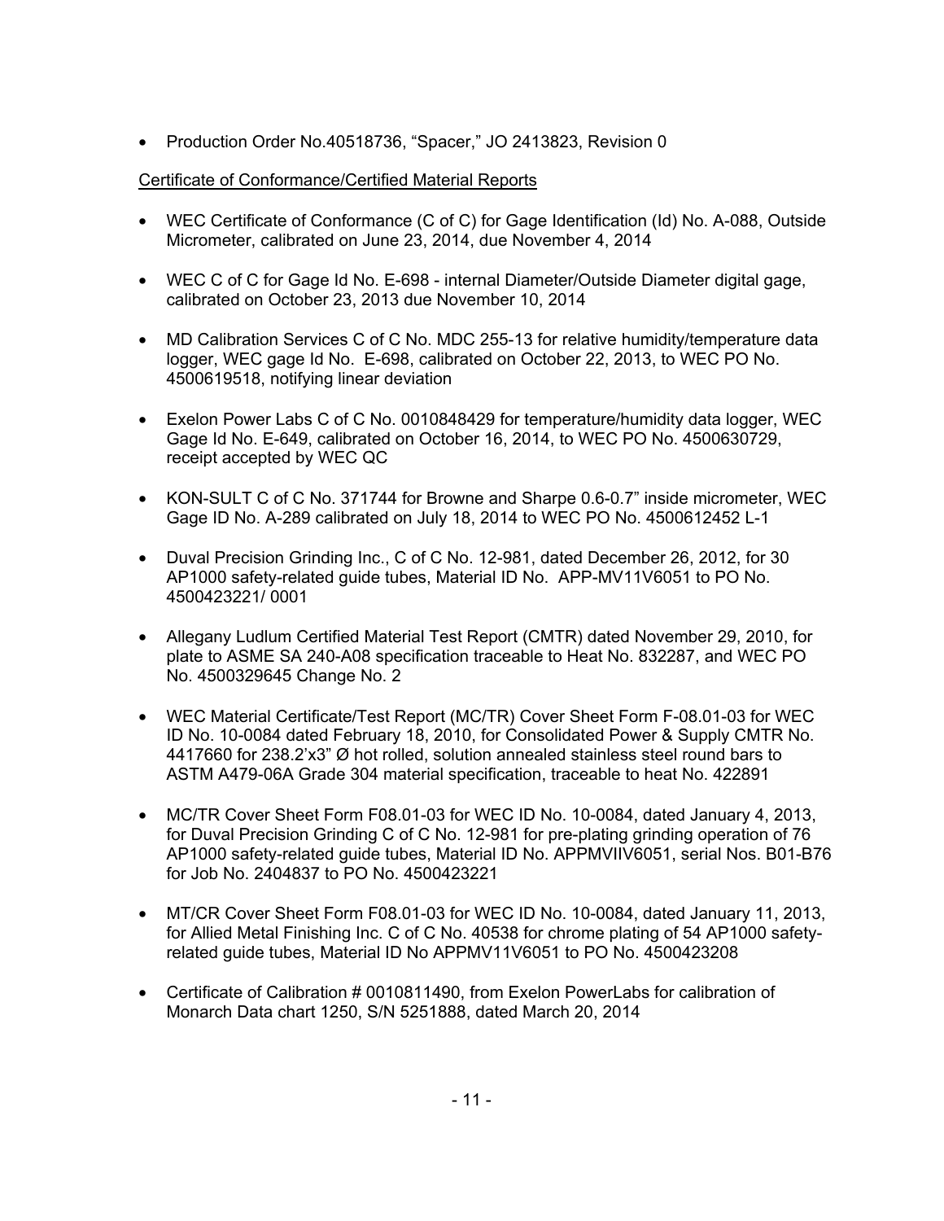- Production Order No.40518736, “Spacer,” JO 2413823, Revision 0

Certificate of Conformance/Certified Material Reports

- WEC Certificate of Conformance (C of C) for Gage Identification (Id) No. A-088, Outside Micrometer, calibrated on June 23, 2014, due November 4, 2014

- WEC C of C for Gage Id No. E-698 - internal Diameter/Outside Diameter digital gage, calibrated on October 23, 2013 due November 10, 2014

- MD Calibration Services C of C No. MDC 255-13 for relative humidity/temperature data logger, WEC gage Id No. E-698, calibrated on October 22, 2013, to WEC PO No. 4500619518, notifying linear deviation

- Exelon Power Labs C of C No. 0010848429 for temperature/humidity data logger, WEC Gage Id No. E-649, calibrated on October 16, 2014, to WEC PO No. 4500630729, receipt accepted by WEC QC

- KON-SULT C of C No. 371744 for Browne and Sharpe 0.6-0.7” inside micrometer, WEC Gage ID No. A-289 calibrated on July 18, 2014 to WEC PO No. 4500612452 L-1

- Duval Precision Grinding Inc., C of C No. 12-981, dated December 26, 2012, for 30 AP1000 safety-related guide tubes, Material ID No. APP-MV11V6051 to PO No. 4500423221/ 0001

- Allegany Ludlum Certified Material Test Report (CMTR) dated November 29, 2010, for plate to ASME SA 240-A08 specification traceable to Heat No. 832287, and WEC PO No. 4500329645 Change No. 2

- WEC Material Certificate/Test Report (MC/TR) Cover Sheet Form F-08.01-03 for WEC ID No. 10-0084 dated February 18, 2010, for Consolidated Power & Supply CMTR No. 4417660 for 238.2’x3” Ø hot rolled, solution annealed stainless steel round bars to ASTM A479-06A Grade 304 material specification, traceable to heat No. 422891

- MC/TR Cover Sheet Form F08.01-03 for WEC ID No. 10-0084, dated January 4, 2013, for Duval Precision Grinding C of C No. 12-981 for pre-plating grinding operation of 76 AP1000 safety-related guide tubes, Material ID No. APPMVIIV6051, serial Nos. B01-B76 for Job No. 2404837 to PO No. 4500423221

- MT/CR Cover Sheet Form F08.01-03 for WEC ID No. 10-0084, dated January 11, 2013, for Allied Metal Finishing Inc. C of C No. 40538 for chrome plating of 54 AP1000 safety-related guide tubes, Material ID No APPMV11V6051 to PO No. 4500423208

- Certificate of Calibration # 0010811490, from Exelon PowerLabs for calibration of Monarch Data chart 1250, S/N 5251888, dated March 20, 2014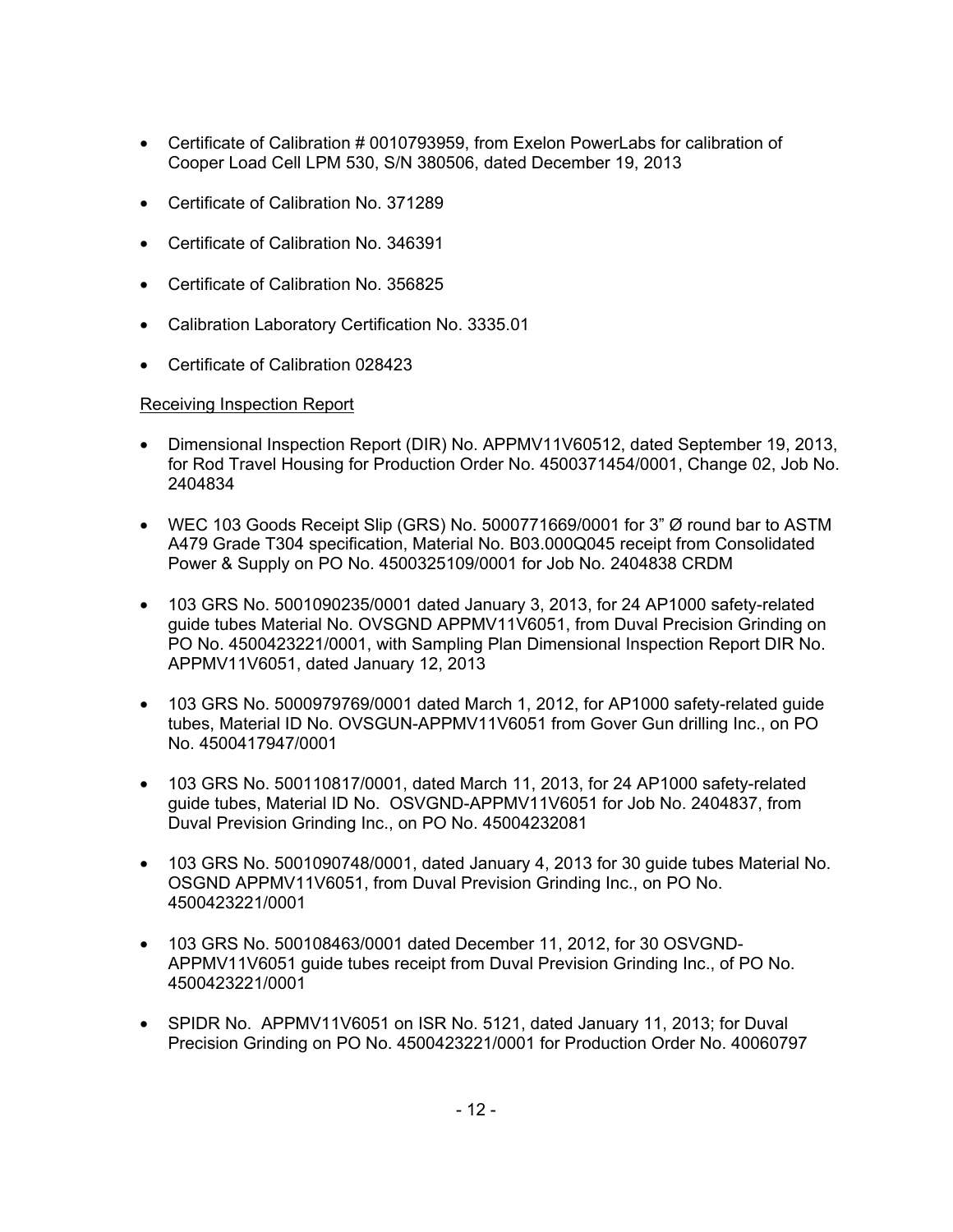- Certificate of Calibration # 0010793959, from Exelon PowerLabs for calibration of Cooper Load Cell LPM 530, S/N 380506, dated December 19, 2013
- Certificate of Calibration No. 371289
- Certificate of Calibration No. 346391
- Certificate of Calibration No. 356825
- Calibration Laboratory Certification No. 3335.01
- Certificate of Calibration 028423

Receiving Inspection Report

- Dimensional Inspection Report (DIR) No. APPMV11V60512, dated September 19, 2013, for Rod Travel Housing for Production Order No. 4500371454/0001, Change 02, Job No. 2404834
- WEC 103 Goods Receipt Slip (GRS) No. 5000771669/0001 for 3" Ø round bar to ASTM A479 Grade T304 specification, Material No. B03.000Q045 receipt from Consolidated Power & Supply on PO No. 4500325109/0001 for Job No. 2404838 CRDM
- 103 GRS No. 5001090235/0001 dated January 3, 2013, for 24 AP1000 safety-related guide tubes Material No. OVSGND APPMV11V6051, from Duval Precision Grinding on PO No. 4500423221/0001, with Sampling Plan Dimensional Inspection Report DIR No. APPMV11V6051, dated January 12, 2013
- 103 GRS No. 5000979769/0001 dated March 1, 2012, for AP1000 safety-related guide tubes, Material ID No. OVSGUN-APPMV11V6051 from Gover Gun drilling Inc., on PO No. 4500417947/0001
- 103 GRS No. 500110817/0001, dated March 11, 2013, for 24 AP1000 safety-related guide tubes, Material ID No. OSVGND-APPMV11V6051 for Job No. 2404837, from Duval Prevision Grinding Inc., on PO No. 45004232081
- 103 GRS No. 5001090748/0001, dated January 4, 2013 for 30 guide tubes Material No. OSGND APPMV11V6051, from Duval Prevision Grinding Inc., on PO No. 4500423221/0001
- 103 GRS No. 500108463/0001 dated December 11, 2012, for 30 OSVGND-APPMV11V6051 guide tubes receipt from Duval Prevision Grinding Inc., of PO No. 4500423221/0001
- SPIDR No. APPMV11V6051 on ISR No. 5121, dated January 11, 2013; for Duval Precision Grinding on PO No. 4500423221/0001 for Production Order No. 40060797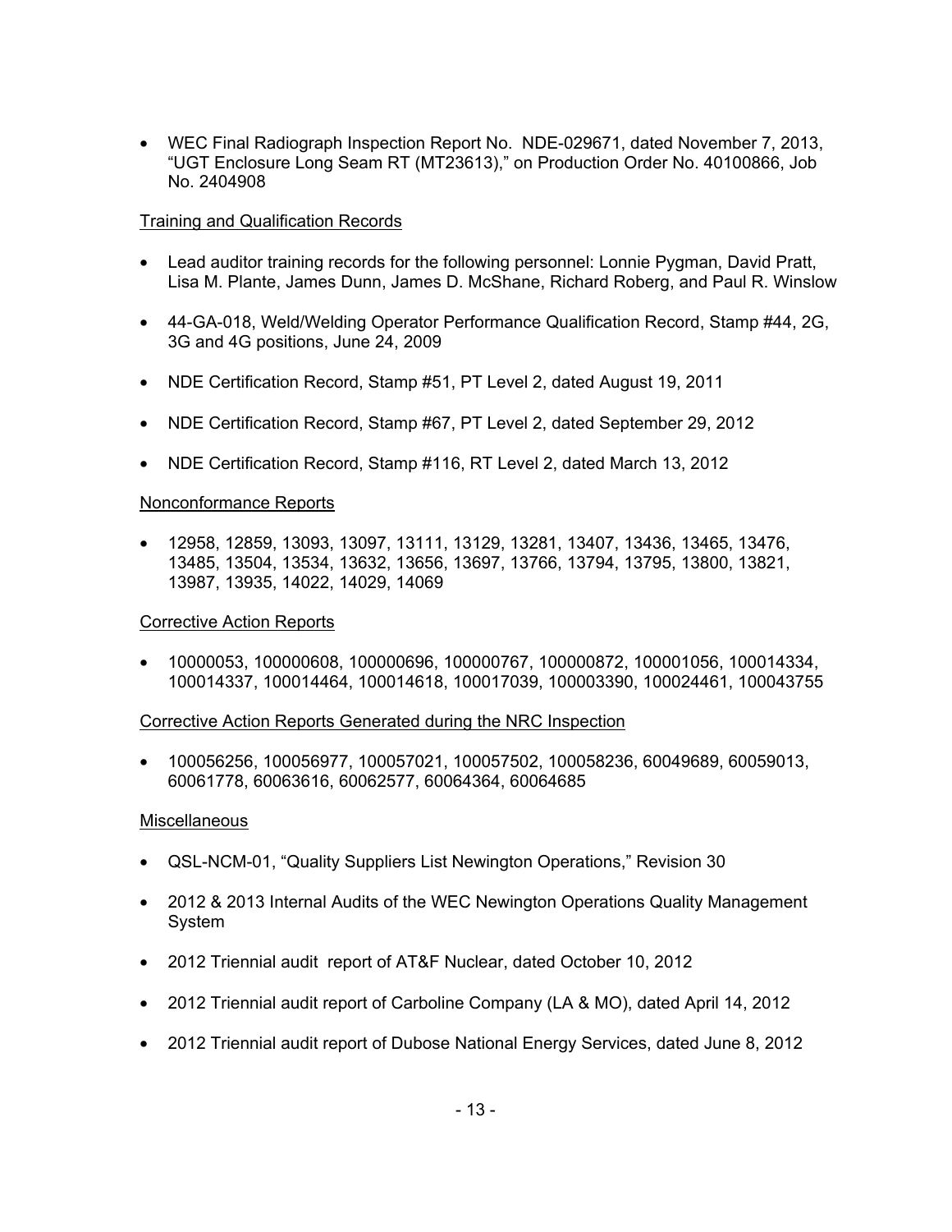- WEC Final Radiograph Inspection Report No. NDE-029671, dated November 7, 2013, "UGT Enclosure Long Seam RT (MT23613)," on Production Order No. 40100866, Job No. 2404908

Training and Qualification Records

- Lead auditor training records for the following personnel: Lonnie Pygman, David Pratt, Lisa M. Plante, James Dunn, James D. McShane, Richard Roberg, and Paul R. Winslow
- 44-GA-018, Weld/Welding Operator Performance Qualification Record, Stamp #44, 2G, 3G and 4G positions, June 24, 2009
- NDE Certification Record, Stamp #51, PT Level 2, dated August 19, 2011
- NDE Certification Record, Stamp #67, PT Level 2, dated September 29, 2012
- NDE Certification Record, Stamp #116, RT Level 2, dated March 13, 2012

Nonconformance Reports

- 12958, 12859, 13093, 13097, 13111, 13129, 13281, 13407, 13436, 13465, 13476, 13485, 13504, 13534, 13632, 13656, 13697, 13766, 13794, 13795, 13800, 13821, 13987, 13935, 14022, 14029, 14069

Corrective Action Reports

- 10000053, 100000608, 100000696, 100000767, 100000872, 100001056, 100014334, 100014337, 100014464, 100014618, 100017039, 100003390, 100024461, 100043755

Corrective Action Reports Generated during the NRC Inspection

- 100056256, 100056977, 100057021, 100057502, 100058236, 60049689, 60059013, 60061778, 60063616, 60062577, 60064364, 60064685

Miscellaneous

- QSL-NCM-01, "Quality Suppliers List Newington Operations," Revision 30
- 2012 & 2013 Internal Audits of the WEC Newington Operations Quality Management System
- 2012 Triennial audit report of AT&F Nuclear, dated October 10, 2012
- 2012 Triennial audit report of Carboline Company (LA & MO), dated April 14, 2012
- 2012 Triennial audit report of Dubose National Energy Services, dated June 8, 2012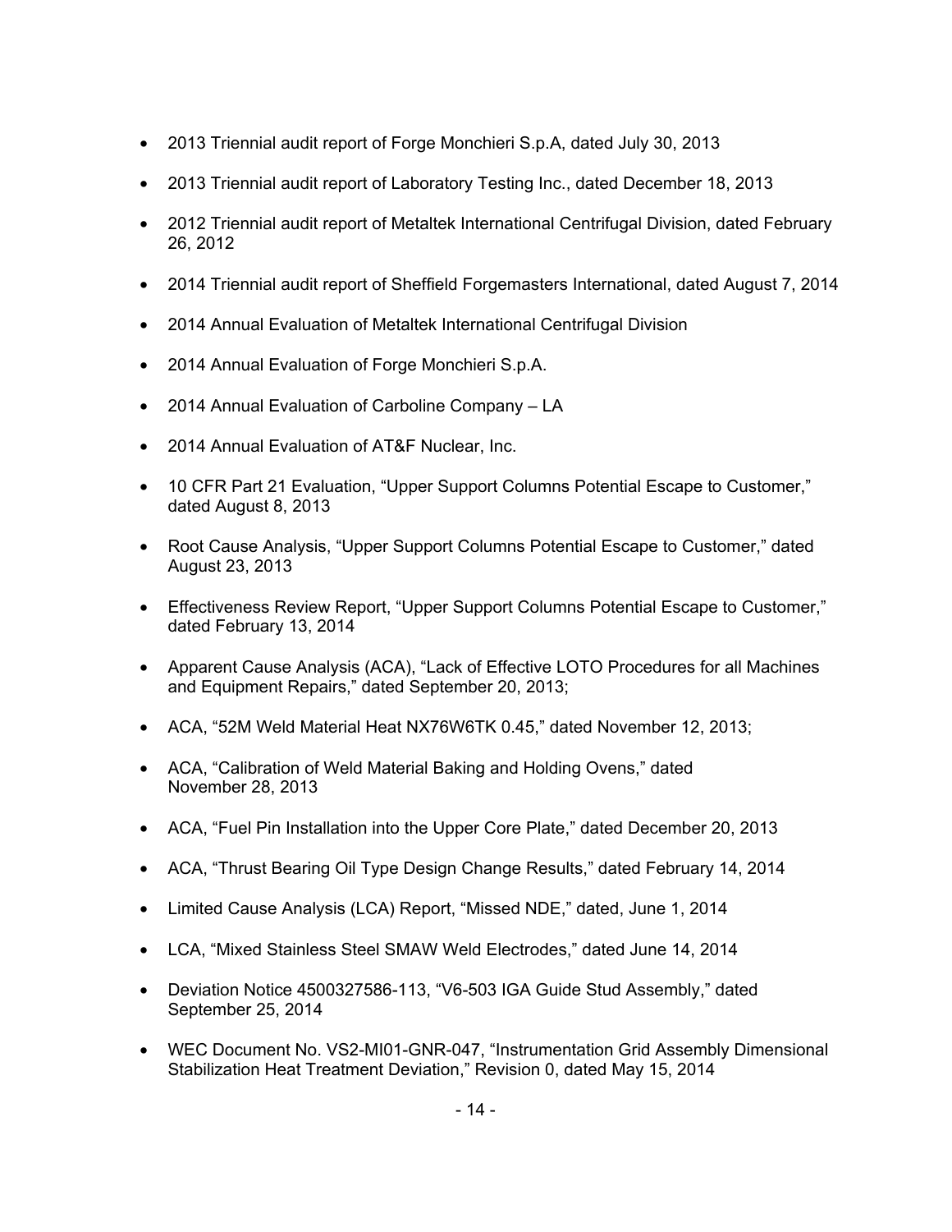- 2013 Triennial audit report of Forge Monchieri S.p.A, dated July 30, 2013
- 2013 Triennial audit report of Laboratory Testing Inc., dated December 18, 2013
- 2012 Triennial audit report of Metaltek International Centrifugal Division, dated February 26, 2012
- 2014 Triennial audit report of Sheffield Forgemasters International, dated August 7, 2014
- 2014 Annual Evaluation of Metaltek International Centrifugal Division
- 2014 Annual Evaluation of Forge Monchieri S.p.A.
- 2014 Annual Evaluation of Carboline Company – LA
- 2014 Annual Evaluation of AT&F Nuclear, Inc.
- 10 CFR Part 21 Evaluation, "Upper Support Columns Potential Escape to Customer," dated August 8, 2013
- Root Cause Analysis, "Upper Support Columns Potential Escape to Customer," dated August 23, 2013
- Effectiveness Review Report, "Upper Support Columns Potential Escape to Customer," dated February 13, 2014
- Apparent Cause Analysis (ACA), "Lack of Effective LOTO Procedures for all Machines and Equipment Repairs," dated September 20, 2013;
- ACA, "52M Weld Material Heat NX76W6TK 0.45," dated November 12, 2013;
- ACA, "Calibration of Weld Material Baking and Holding Ovens," dated November 28, 2013
- ACA, "Fuel Pin Installation into the Upper Core Plate," dated December 20, 2013
- ACA, "Thrust Bearing Oil Type Design Change Results," dated February 14, 2014
- Limited Cause Analysis (LCA) Report, "Missed NDE," dated, June 1, 2014
- LCA, "Mixed Stainless Steel SMAW Weld Electrodes," dated June 14, 2014
- Deviation Notice 4500327586-113, "V6-503 IGA Guide Stud Assembly," dated September 25, 2014
- WEC Document No. VS2-MI01-GNR-047, "Instrumentation Grid Assembly Dimensional Stabilization Heat Treatment Deviation," Revision 0, dated May 15, 2014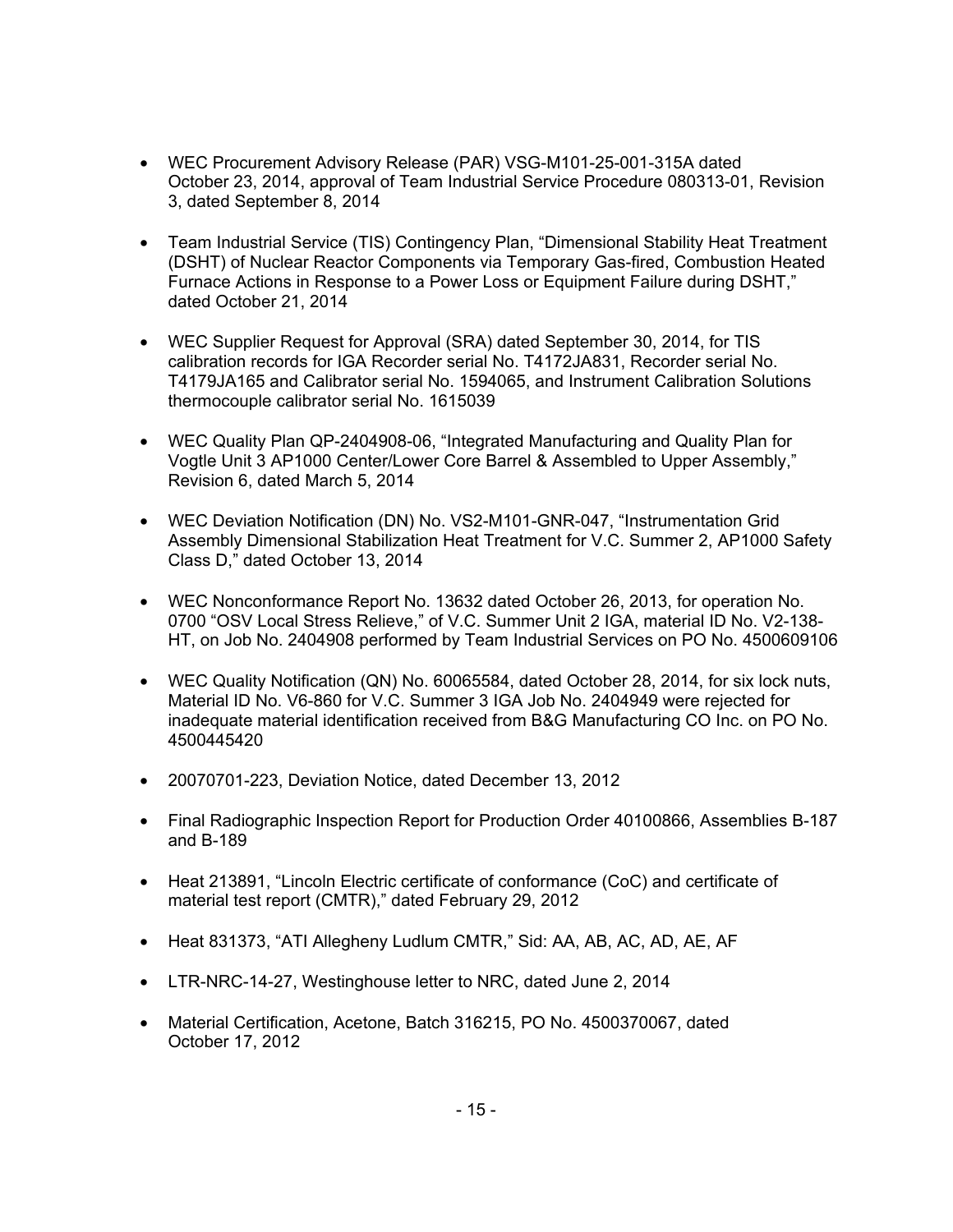- WEC Procurement Advisory Release (PAR) VSG-M101-25-001-315A dated October 23, 2014, approval of Team Industrial Service Procedure 080313-01, Revision 3, dated September 8, 2014

- Team Industrial Service (TIS) Contingency Plan, "Dimensional Stability Heat Treatment (DSHT) of Nuclear Reactor Components via Temporary Gas-fired, Combustion Heated Furnace Actions in Response to a Power Loss or Equipment Failure during DSHT," dated October 21, 2014

- WEC Supplier Request for Approval (SRA) dated September 30, 2014, for TIS calibration records for IGA Recorder serial No. T4172JA831, Recorder serial No. T4179JA165 and Calibrator serial No. 1594065, and Instrument Calibration Solutions thermocouple calibrator serial No. 1615039

- WEC Quality Plan QP-2404908-06, "Integrated Manufacturing and Quality Plan for Vogtle Unit 3 AP1000 Center/Lower Core Barrel & Assembled to Upper Assembly," Revision 6, dated March 5, 2014

- WEC Deviation Notification (DN) No. VS2-M101-GNR-047, "Instrumentation Grid Assembly Dimensional Stabilization Heat Treatment for V.C. Summer 2, AP1000 Safety Class D," dated October 13, 2014

- WEC Nonconformance Report No. 13632 dated October 26, 2013, for operation No. 0700 "OSV Local Stress Relieve," of V.C. Summer Unit 2 IGA, material ID No. V2-138-HT, on Job No. 2404908 performed by Team Industrial Services on PO No. 4500609106

- WEC Quality Notification (QN) No. 60065584, dated October 28, 2014, for six lock nuts, Material ID No. V6-860 for V.C. Summer 3 IGA Job No. 2404949 were rejected for inadequate material identification received from B&G Manufacturing CO Inc. on PO No. 4500445420

- 20070701-223, Deviation Notice, dated December 13, 2012

- Final Radiographic Inspection Report for Production Order 40100866, Assemblies B-187 and B-189

- Heat 213891, "Lincoln Electric certificate of conformance (CoC) and certificate of material test report (CMTR)," dated February 29, 2012

- Heat 831373, "ATI Allegheny Ludlum CMTR," Sid: AA, AB, AC, AD, AE, AF

- LTR-NRC-14-27, Westinghouse letter to NRC, dated June 2, 2014

- Material Certification, Acetone, Batch 316215, PO No. 4500370067, dated October 17, 2012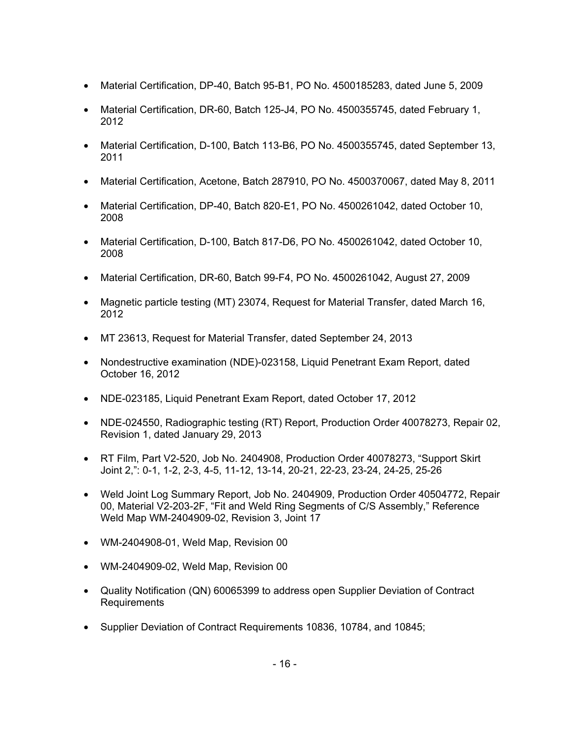- Material Certification, DP-40, Batch 95-B1, PO No. 4500185283, dated June 5, 2009
- Material Certification, DR-60, Batch 125-J4, PO No. 4500355745, dated February 1, 2012
- Material Certification, D-100, Batch 113-B6, PO No. 4500355745, dated September 13, 2011
- Material Certification, Acetone, Batch 287910, PO No. 4500370067, dated May 8, 2011
- Material Certification, DP-40, Batch 820-E1, PO No. 4500261042, dated October 10, 2008
- Material Certification, D-100, Batch 817-D6, PO No. 4500261042, dated October 10, 2008
- Material Certification, DR-60, Batch 99-F4, PO No. 4500261042, August 27, 2009
- Magnetic particle testing (MT) 23074, Request for Material Transfer, dated March 16, 2012
- MT 23613, Request for Material Transfer, dated September 24, 2013
- Nondestructive examination (NDE)-023158, Liquid Penetrant Exam Report, dated October 16, 2012
- NDE-023185, Liquid Penetrant Exam Report, dated October 17, 2012
- NDE-024550, Radiographic testing (RT) Report, Production Order 40078273, Repair 02, Revision 1, dated January 29, 2013
- RT Film, Part V2-520, Job No. 2404908, Production Order 40078273, "Support Skirt Joint 2,": 0-1, 1-2, 2-3, 4-5, 11-12, 13-14, 20-21, 22-23, 23-24, 24-25, 25-26
- Weld Joint Log Summary Report, Job No. 2404909, Production Order 40504772, Repair 00, Material V2-203-2F, "Fit and Weld Ring Segments of C/S Assembly," Reference Weld Map WM-2404909-02, Revision 3, Joint 17
- WM-2404908-01, Weld Map, Revision 00
- WM-2404909-02, Weld Map, Revision 00
- Quality Notification (QN) 60065399 to address open Supplier Deviation of Contract Requirements
- Supplier Deviation of Contract Requirements 10836, 10784, and 10845;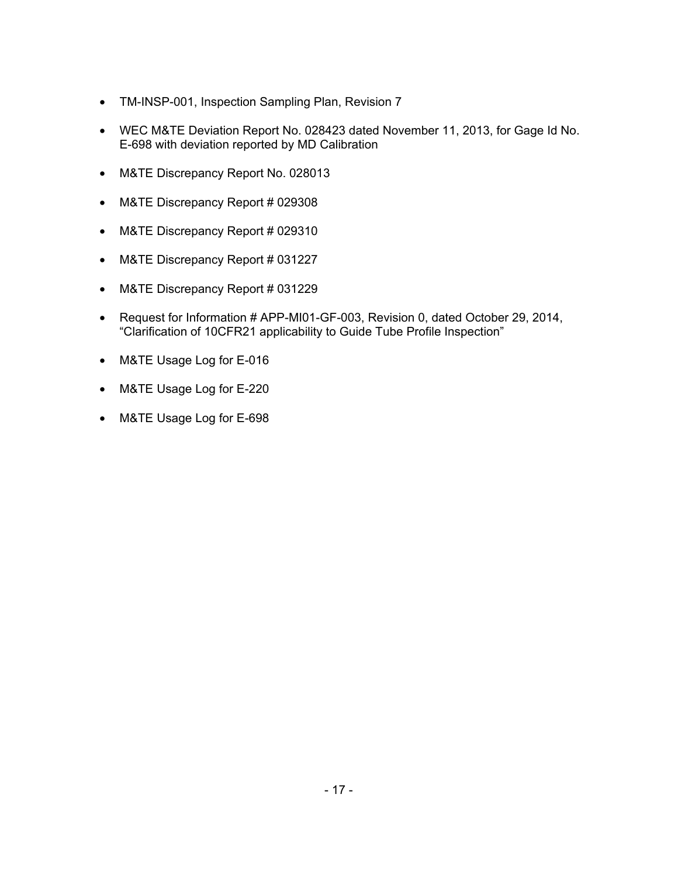- TM-INSP-001, Inspection Sampling Plan, Revision 7
- WEC M&TE Deviation Report No. 028423 dated November 11, 2013, for Gage Id No. E-698 with deviation reported by MD Calibration
- M&TE Discrepancy Report No. 028013
- M&TE Discrepancy Report # 029308
- M&TE Discrepancy Report # 029310
- M&TE Discrepancy Report # 031227
- M&TE Discrepancy Report # 031229
- Request for Information # APP-MI01-GF-003, Revision 0, dated October 29, 2014, "Clarification of 10CFR21 applicability to Guide Tube Profile Inspection"
- M&TE Usage Log for E-016
- M&TE Usage Log for E-220
- M&TE Usage Log for E-698